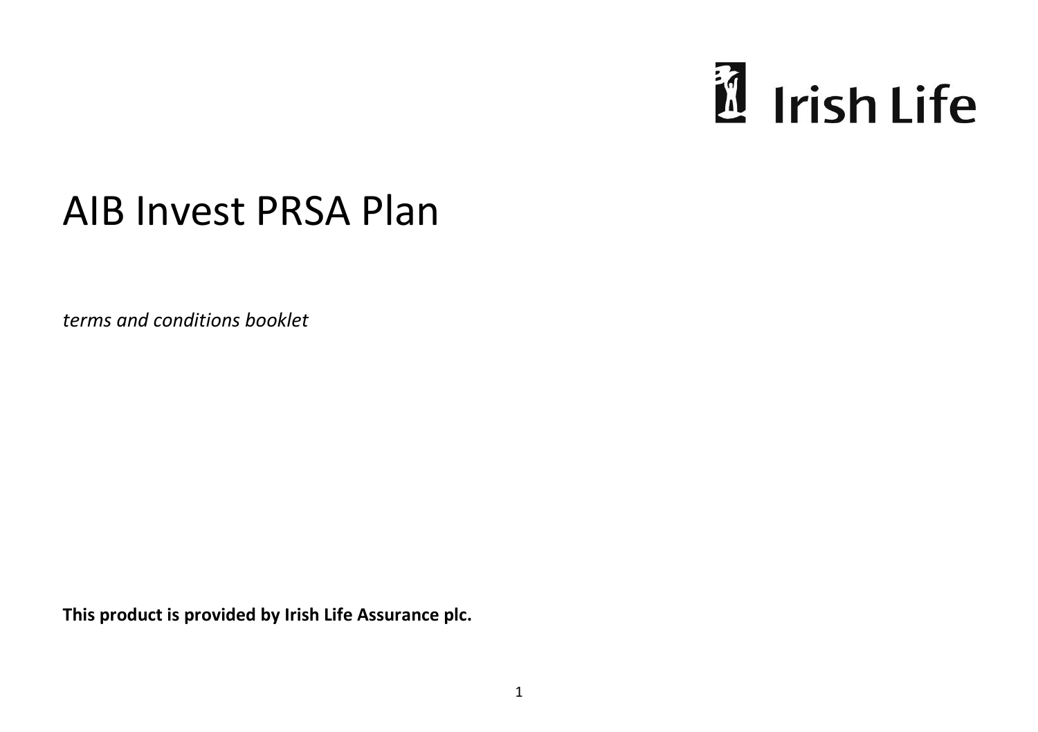Irish Life

# AIB Invest PRSA Plan

*terms and conditions booklet*

**This product is provided by Irish Life Assurance plc.**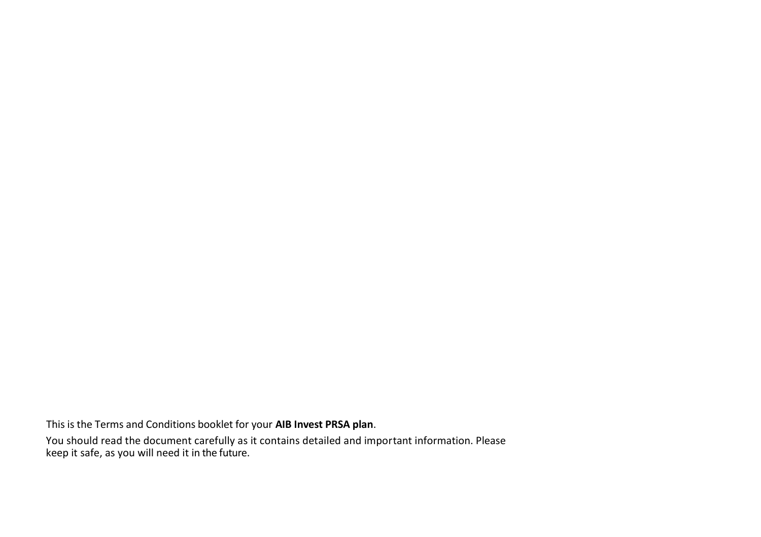This is the Terms and Conditions booklet for your **AIB Invest PRSA plan**.

You should read the document carefully as it contains detailed and important information. Please keep it safe, as you will need it in the future.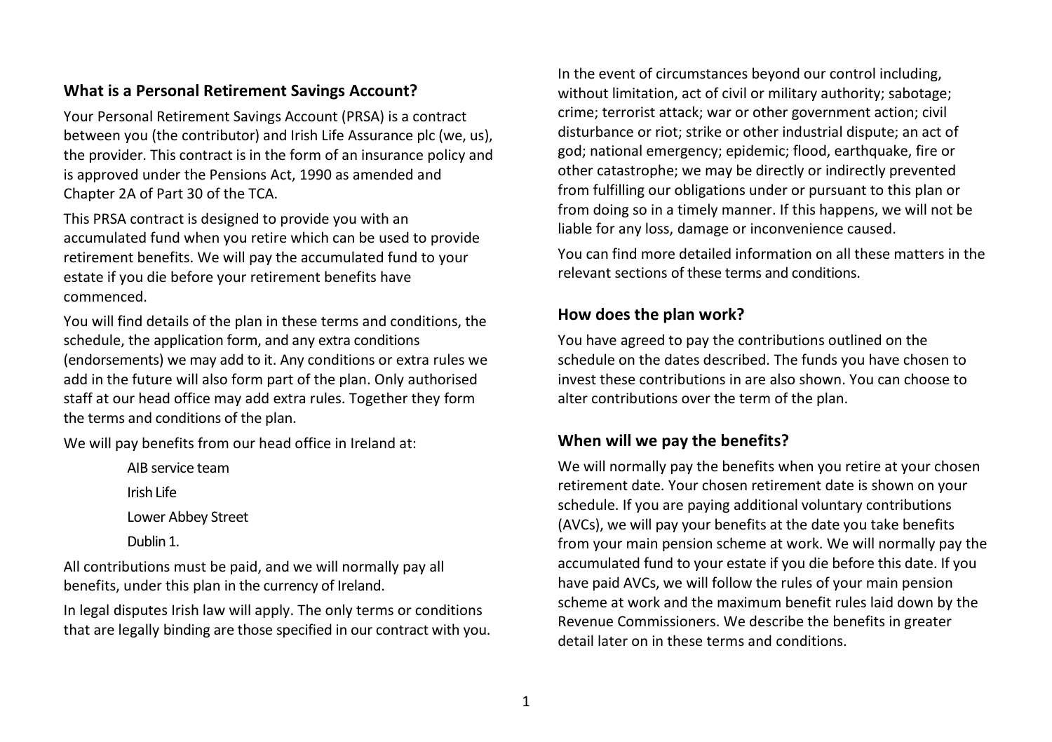## What is a Personal Retirement Savings Account?

Your Personal Retirement Savings Account (PRSA) is a contract between you (the contributor) and Irish Life Assurance plc (we, us), the provider. This contract is in the form of an insurance policy and is approved under the Pensions Act, 1990 as amended and Chapter 2A of Part 30 of the TCA.

This PRSA contract is designed to provide you with an accumulated fund when you retire which can be used to provide retirement benefits. We will pay the accumulated fund to your estate if you die before your retirement benefits have commenced.

You will find details of the plan in these terms and conditions, the schedule, the application form, and any extra conditions (endorsements) we may add to it. Any conditions or extra rules we add in the future will also form part of the plan. Only authorised staff at our head office may add extra rules. Together they form the terms and conditions of the plan.

We will pay benefits from our head office in Ireland at:

AIB service team
Irish Life
Lower Abbey Street
Dublin 1.

All contributions must be paid, and we will normally pay all benefits, under this plan in the currency of Ireland.

In legal disputes Irish law will apply. The only terms or conditions that are legally binding are those specified in our contract with you.

In the event of circumstances beyond our control including, without limitation, act of civil or military authority; sabotage; crime; terrorist attack; war or other government action; civil disturbance or riot; strike or other industrial dispute; an act of god; national emergency; epidemic; flood, earthquake, fire or other catastrophe; we may be directly or indirectly prevented from fulfilling our obligations under or pursuant to this plan or from doing so in a timely manner. If this happens, we will not be liable for any loss, damage or inconvenience caused.

You can find more detailed information on all these matters in the relevant sections of these terms and conditions.

## How does the plan work?

You have agreed to pay the contributions outlined on the schedule on the dates described. The funds you have chosen to invest these contributions in are also shown. You can choose to alter contributions over the term of the plan.

## When will we pay the benefits?

We will normally pay the benefits when you retire at your chosen retirement date. Your chosen retirement date is shown on your schedule. If you are paying additional voluntary contributions (AVCs), we will pay your benefits at the date you take benefits from your main pension scheme at work. We will normally pay the accumulated fund to your estate if you die before this date. If you have paid AVCs, we will follow the rules of your main pension scheme at work and the maximum benefit rules laid down by the Revenue Commissioners. We describe the benefits in greater detail later on in these terms and conditions.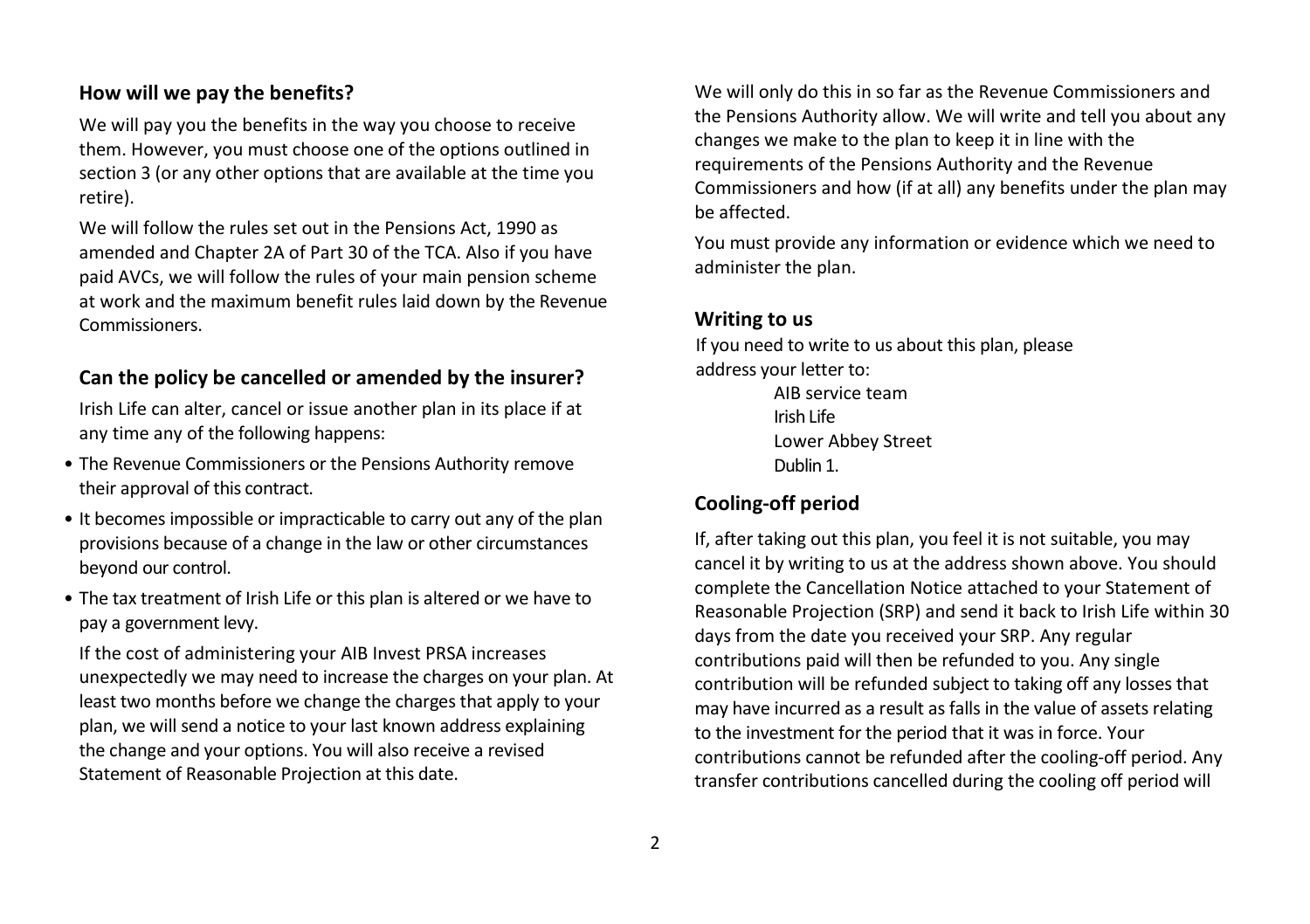### How will we pay the benefits?

We will pay you the benefits in the way you choose to receive them. However, you must choose one of the options outlined in section 3 (or any other options that are available at the time you retire).

We will follow the rules set out in the Pensions Act, 1990 as amended and Chapter 2A of Part 30 of the TCA. Also if you have paid AVCs, we will follow the rules of your main pension scheme at work and the maximum benefit rules laid down by the Revenue Commissioners.

### Can the policy be cancelled or amended by the insurer?

Irish Life can alter, cancel or issue another plan in its place if at any time any of the following happens:

- The Revenue Commissioners or the Pensions Authority remove their approval of this contract.
- It becomes impossible or impracticable to carry out any of the plan provisions because of a change in the law or other circumstances beyond our control.
- The tax treatment of Irish Life or this plan is altered or we have to pay a government levy.

If the cost of administering your AIB Invest PRSA increases unexpectedly we may need to increase the charges on your plan. At least two months before we change the charges that apply to your plan, we will send a notice to your last known address explaining the change and your options. You will also receive a revised Statement of Reasonable Projection at this date.

We will only do this in so far as the Revenue Commissioners and the Pensions Authority allow. We will write and tell you about any changes we make to the plan to keep it in line with the requirements of the Pensions Authority and the Revenue Commissioners and how (if at all) any benefits under the plan may be affected.

You must provide any information or evidence which we need to administer the plan.

### Writing to us

If you need to write to us about this plan, please address your letter to:

AIB service team
Irish Life
Lower Abbey Street
Dublin 1.

### Cooling-off period

If, after taking out this plan, you feel it is not suitable, you may cancel it by writing to us at the address shown above. You should complete the Cancellation Notice attached to your Statement of Reasonable Projection (SRP) and send it back to Irish Life within 30 days from the date you received your SRP. Any regular contributions paid will then be refunded to you. Any single contribution will be refunded subject to taking off any losses that may have incurred as a result as falls in the value of assets relating to the investment for the period that it was in force. Your contributions cannot be refunded after the cooling-off period. Any transfer contributions cancelled during the cooling off period will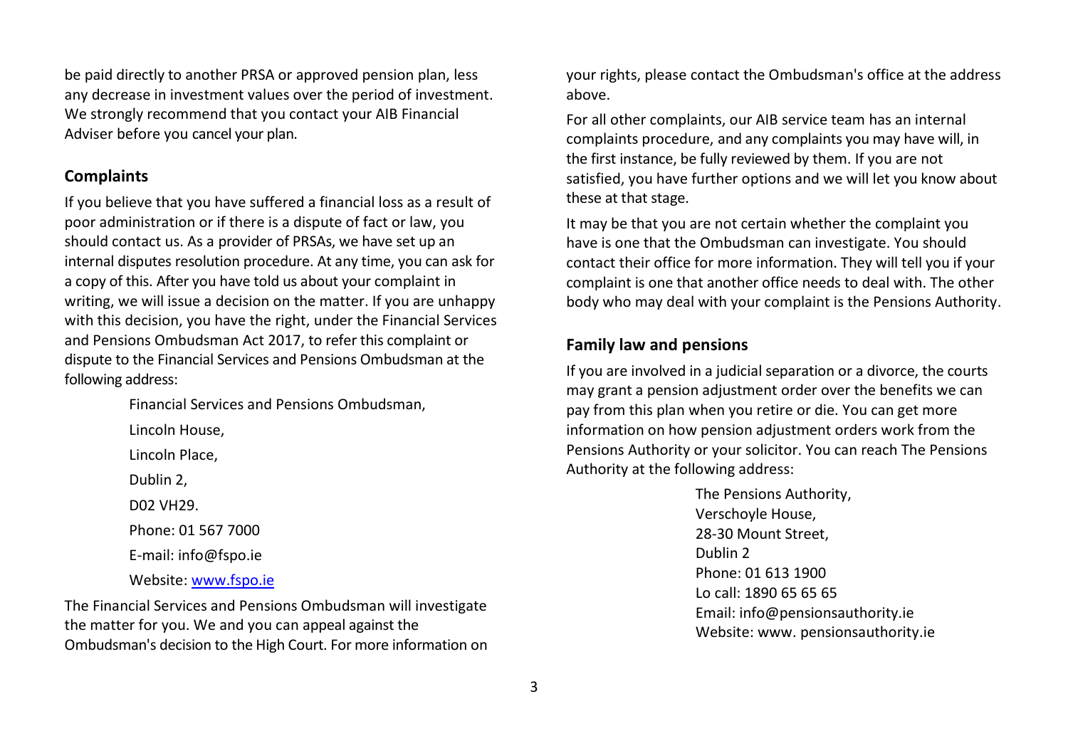be paid directly to another PRSA or approved pension plan, less any decrease in investment values over the period of investment. We strongly recommend that you contact your AIB Financial Adviser before you cancel your plan.

## Complaints

If you believe that you have suffered a financial loss as a result of poor administration or if there is a dispute of fact or law, you should contact us. As a provider of PRSAs, we have set up an internal disputes resolution procedure. At any time, you can ask for a copy of this. After you have told us about your complaint in writing, we will issue a decision on the matter. If you are unhappy with this decision, you have the right, under the Financial Services and Pensions Ombudsman Act 2017, to refer this complaint or dispute to the Financial Services and Pensions Ombudsman at the following address:

Financial Services and Pensions Ombudsman,  
Lincoln House,  
Lincoln Place,  
Dublin 2,  
D02 VH29.  
Phone: 01 567 7000  
E-mail: info@fspo.ie  
Website: www.fspo.ie

The Financial Services and Pensions Ombudsman will investigate the matter for you. We and you can appeal against the Ombudsman's decision to the High Court. For more information on your rights, please contact the Ombudsman's office at the address above.

For all other complaints, our AIB service team has an internal complaints procedure, and any complaints you may have will, in the first instance, be fully reviewed by them. If you are not satisfied, you have further options and we will let you know about these at that stage.

It may be that you are not certain whether the complaint you have is one that the Ombudsman can investigate. You should contact their office for more information. They will tell you if your complaint is one that another office needs to deal with. The other body who may deal with your complaint is the Pensions Authority.

## Family law and pensions

If you are involved in a judicial separation or a divorce, the courts may grant a pension adjustment order over the benefits we can pay from this plan when you retire or die. You can get more information on how pension adjustment orders work from the Pensions Authority or your solicitor. You can reach The Pensions Authority at the following address:

The Pensions Authority,  
Verschoyle House,  
28-30 Mount Street,  
Dublin 2  
Phone: 01 613 1900  
Lo call: 1890 65 65 65  
Email: info@pensionsauthority.ie  
Website: www. pensionsauthority.ie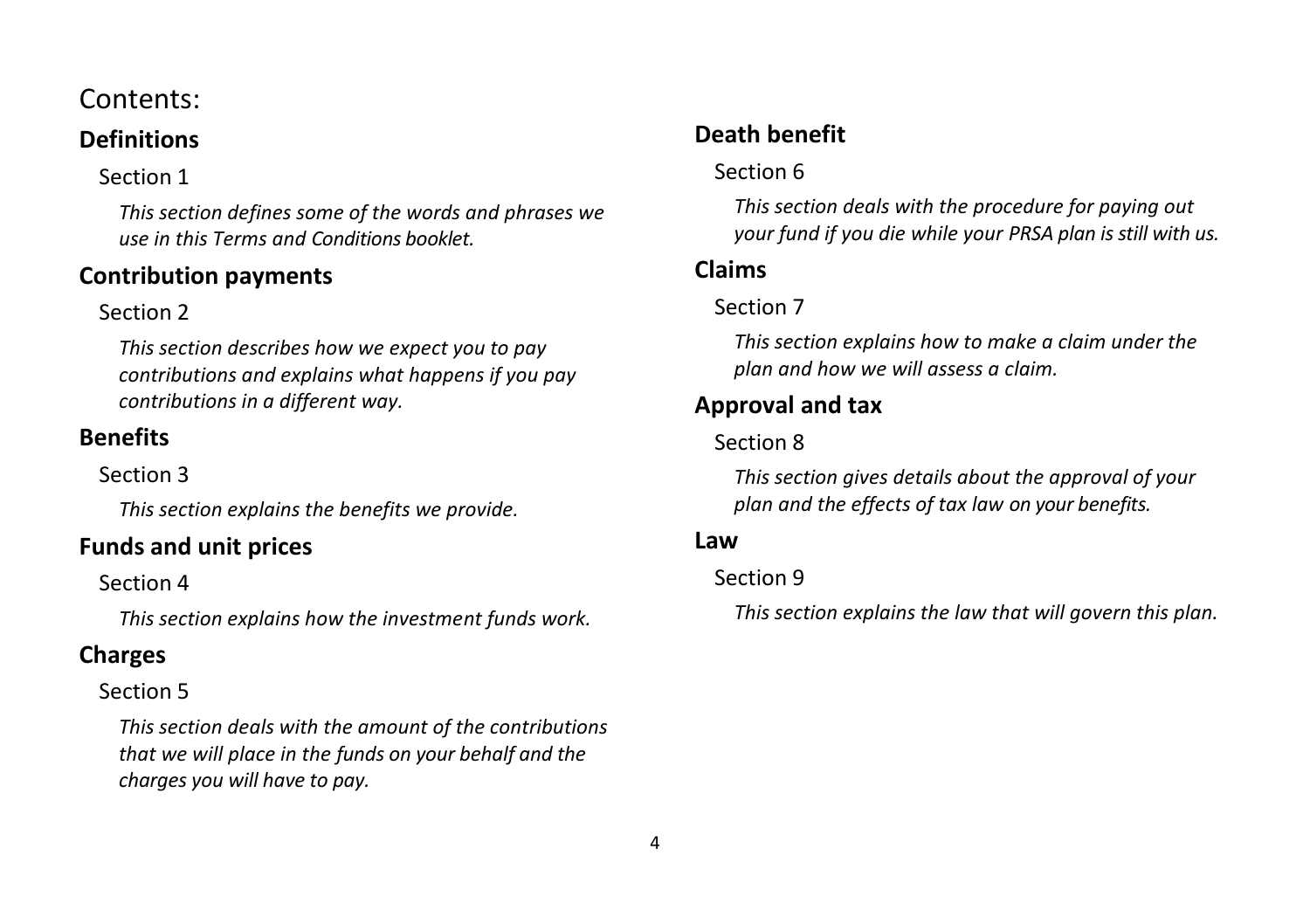# Contents:

## Definitions

Section 1

*This section defines some of the words and phrases we use in this Terms and Conditions booklet.*

## Contribution payments

Section 2

*This section describes how we expect you to pay contributions and explains what happens if you pay contributions in a different way.*

## Benefits

Section 3

*This section explains the benefits we provide.*

## Funds and unit prices

Section 4

*This section explains how the investment funds work.*

## Charges

Section 5

*This section deals with the amount of the contributions that we will place in the funds on your behalf and the charges you will have to pay.*

## Death benefit

Section 6

*This section deals with the procedure for paying out your fund if you die while your PRSA plan is still with us.*

## Claims

Section 7

*This section explains how to make a claim under the plan and how we will assess a claim.*

## Approval and tax

Section 8

*This section gives details about the approval of your plan and the effects of tax law on your benefits.*

## Law

Section 9

*This section explains the law that will govern this plan.*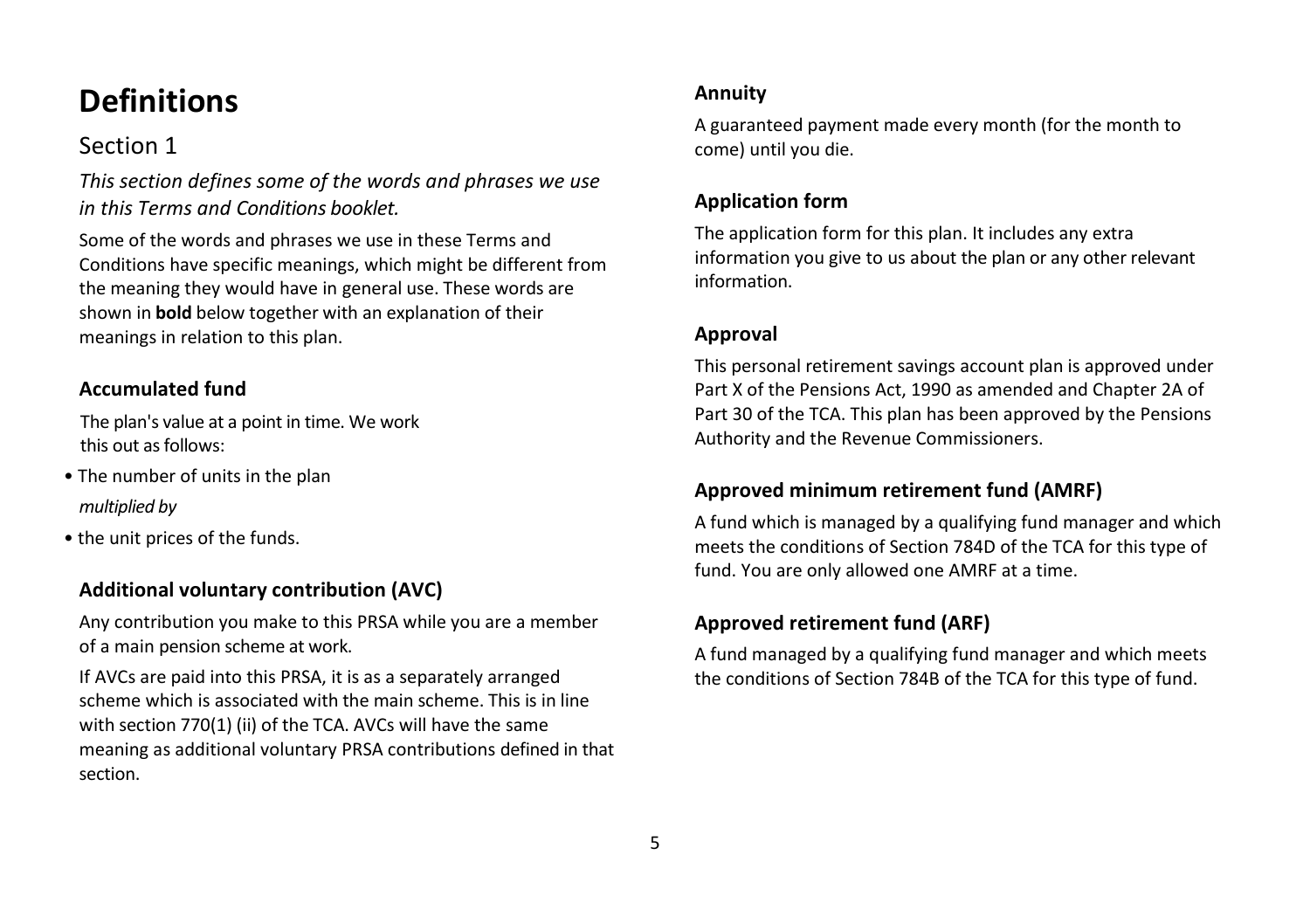# Definitions

## Section 1

*This section defines some of the words and phrases we use in this Terms and Conditions booklet.*

Some of the words and phrases we use in these Terms and Conditions have specific meanings, which might be different from the meaning they would have in general use. These words are shown in **bold** below together with an explanation of their meanings in relation to this plan.

### Accumulated fund

The plan's value at a point in time. We work this out as follows:

- The number of units in the plan

  *multiplied by*

- the unit prices of the funds.

### Additional voluntary contribution (AVC)

Any contribution you make to this PRSA while you are a member of a main pension scheme at work.

If AVCs are paid into this PRSA, it is as a separately arranged scheme which is associated with the main scheme. This is in line with section 770(1) (ii) of the TCA. AVCs will have the same meaning as additional voluntary PRSA contributions defined in that section.

### Annuity

A guaranteed payment made every month (for the month to come) until you die.

### Application form

The application form for this plan. It includes any extra information you give to us about the plan or any other relevant information.

### Approval

This personal retirement savings account plan is approved under Part X of the Pensions Act, 1990 as amended and Chapter 2A of Part 30 of the TCA. This plan has been approved by the Pensions Authority and the Revenue Commissioners.

### Approved minimum retirement fund (AMRF)

A fund which is managed by a qualifying fund manager and which meets the conditions of Section 784D of the TCA for this type of fund. You are only allowed one AMRF at a time.

### Approved retirement fund (ARF)

A fund managed by a qualifying fund manager and which meets the conditions of Section 784B of the TCA for this type of fund.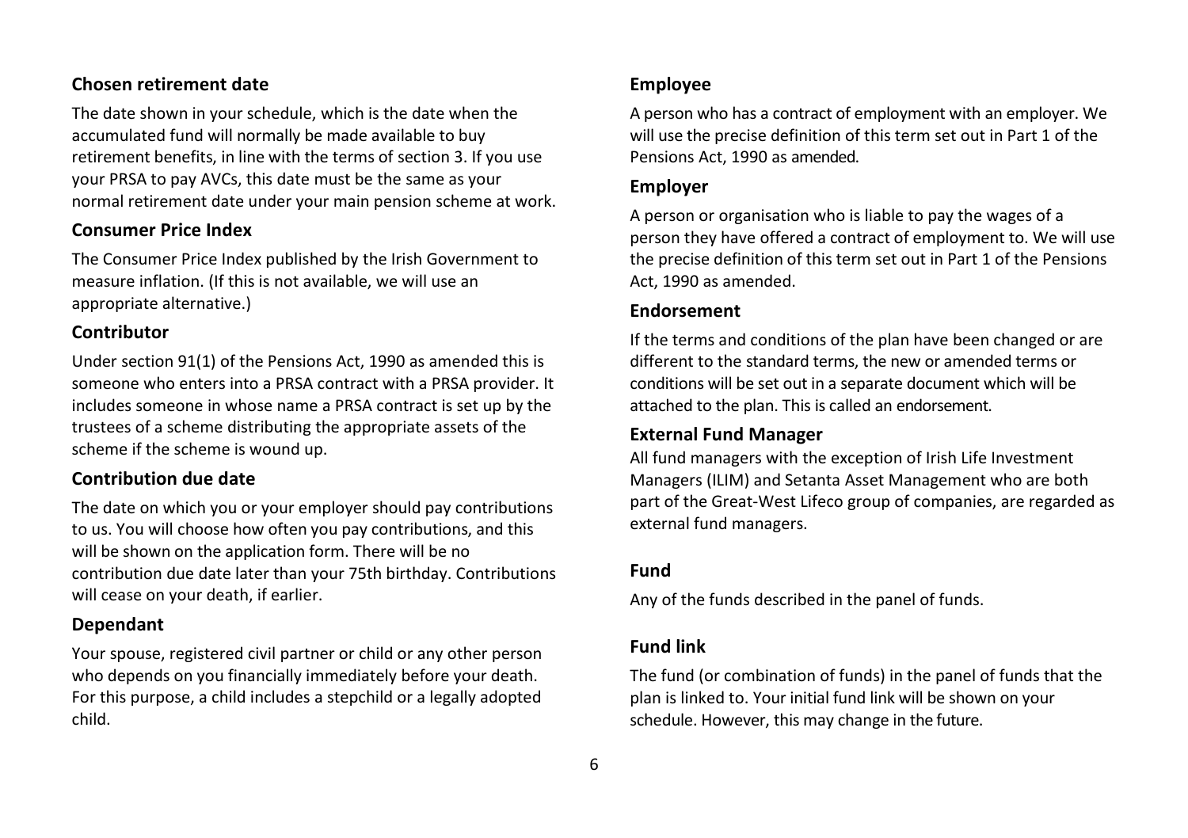### Chosen retirement date

The date shown in your schedule, which is the date when the accumulated fund will normally be made available to buy retirement benefits, in line with the terms of section 3. If you use your PRSA to pay AVCs, this date must be the same as your normal retirement date under your main pension scheme at work.

### Consumer Price Index

The Consumer Price Index published by the Irish Government to measure inflation. (If this is not available, we will use an appropriate alternative.)

### Contributor

Under section 91(1) of the Pensions Act, 1990 as amended this is someone who enters into a PRSA contract with a PRSA provider. It includes someone in whose name a PRSA contract is set up by the trustees of a scheme distributing the appropriate assets of the scheme if the scheme is wound up.

### Contribution due date

The date on which you or your employer should pay contributions to us. You will choose how often you pay contributions, and this will be shown on the application form. There will be no contribution due date later than your 75th birthday. Contributions will cease on your death, if earlier.

### Dependant

Your spouse, registered civil partner or child or any other person who depends on you financially immediately before your death. For this purpose, a child includes a stepchild or a legally adopted child.

### Employee

A person who has a contract of employment with an employer. We will use the precise definition of this term set out in Part 1 of the Pensions Act, 1990 as amended.

### Employer

A person or organisation who is liable to pay the wages of a person they have offered a contract of employment to. We will use the precise definition of this term set out in Part 1 of the Pensions Act, 1990 as amended.

### Endorsement

If the terms and conditions of the plan have been changed or are different to the standard terms, the new or amended terms or conditions will be set out in a separate document which will be attached to the plan. This is called an endorsement.

### External Fund Manager

All fund managers with the exception of Irish Life Investment Managers (ILIM) and Setanta Asset Management who are both part of the Great-West Lifeco group of companies, are regarded as external fund managers.

### Fund

Any of the funds described in the panel of funds.

### Fund link

The fund (or combination of funds) in the panel of funds that the plan is linked to. Your initial fund link will be shown on your schedule. However, this may change in the future.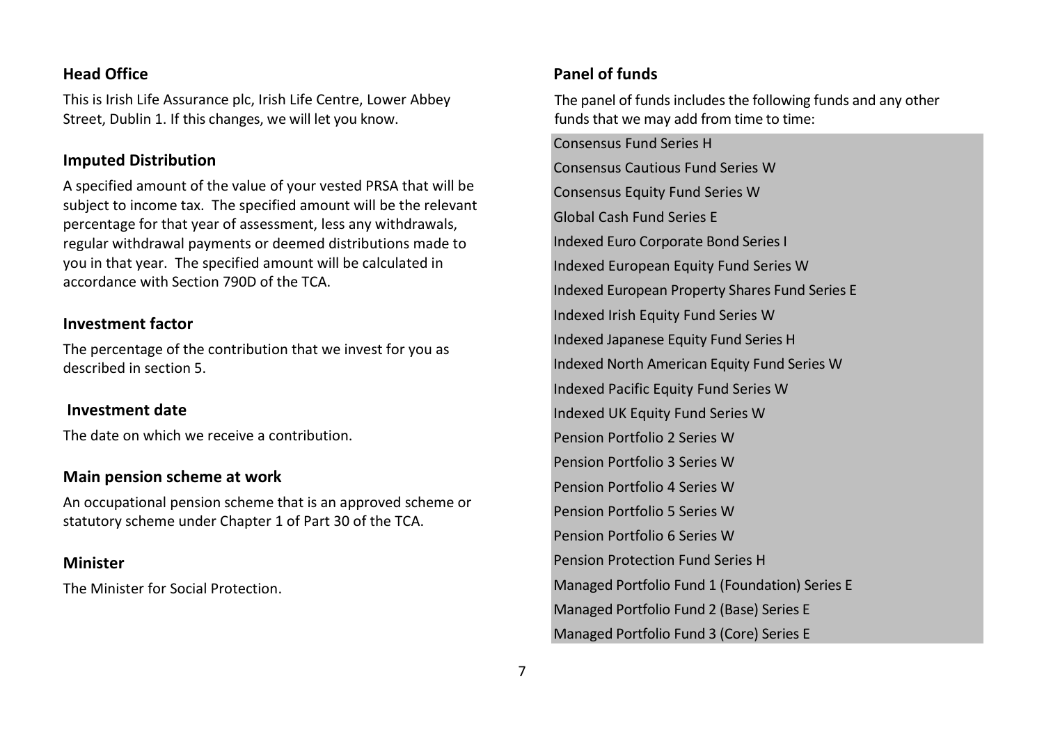## Head Office

This is Irish Life Assurance plc, Irish Life Centre, Lower Abbey Street, Dublin 1. If this changes, we will let you know.

## Imputed Distribution

A specified amount of the value of your vested PRSA that will be subject to income tax. The specified amount will be the relevant percentage for that year of assessment, less any withdrawals, regular withdrawal payments or deemed distributions made to you in that year. The specified amount will be calculated in accordance with Section 790D of the TCA.

## Investment factor

The percentage of the contribution that we invest for you as described in section 5.

## Investment date

The date on which we receive a contribution.

## Main pension scheme at work

An occupational pension scheme that is an approved scheme or statutory scheme under Chapter 1 of Part 30 of the TCA.

## Minister

The Minister for Social Protection.

## Panel of funds

The panel of funds includes the following funds and any other funds that we may add from time to time:

- Consensus Fund Series H
- Consensus Cautious Fund Series W
- Consensus Equity Fund Series W
- Global Cash Fund Series E
- Indexed Euro Corporate Bond Series I
- Indexed European Equity Fund Series W
- Indexed European Property Shares Fund Series E
- Indexed Irish Equity Fund Series W
- Indexed Japanese Equity Fund Series H
- Indexed North American Equity Fund Series W
- Indexed Pacific Equity Fund Series W
- Indexed UK Equity Fund Series W
- Pension Portfolio 2 Series W
- Pension Portfolio 3 Series W
- Pension Portfolio 4 Series W
- Pension Portfolio 5 Series W
- Pension Portfolio 6 Series W
- Pension Protection Fund Series H
- Managed Portfolio Fund 1 (Foundation) Series E
- Managed Portfolio Fund 2 (Base) Series E
- Managed Portfolio Fund 3 (Core) Series E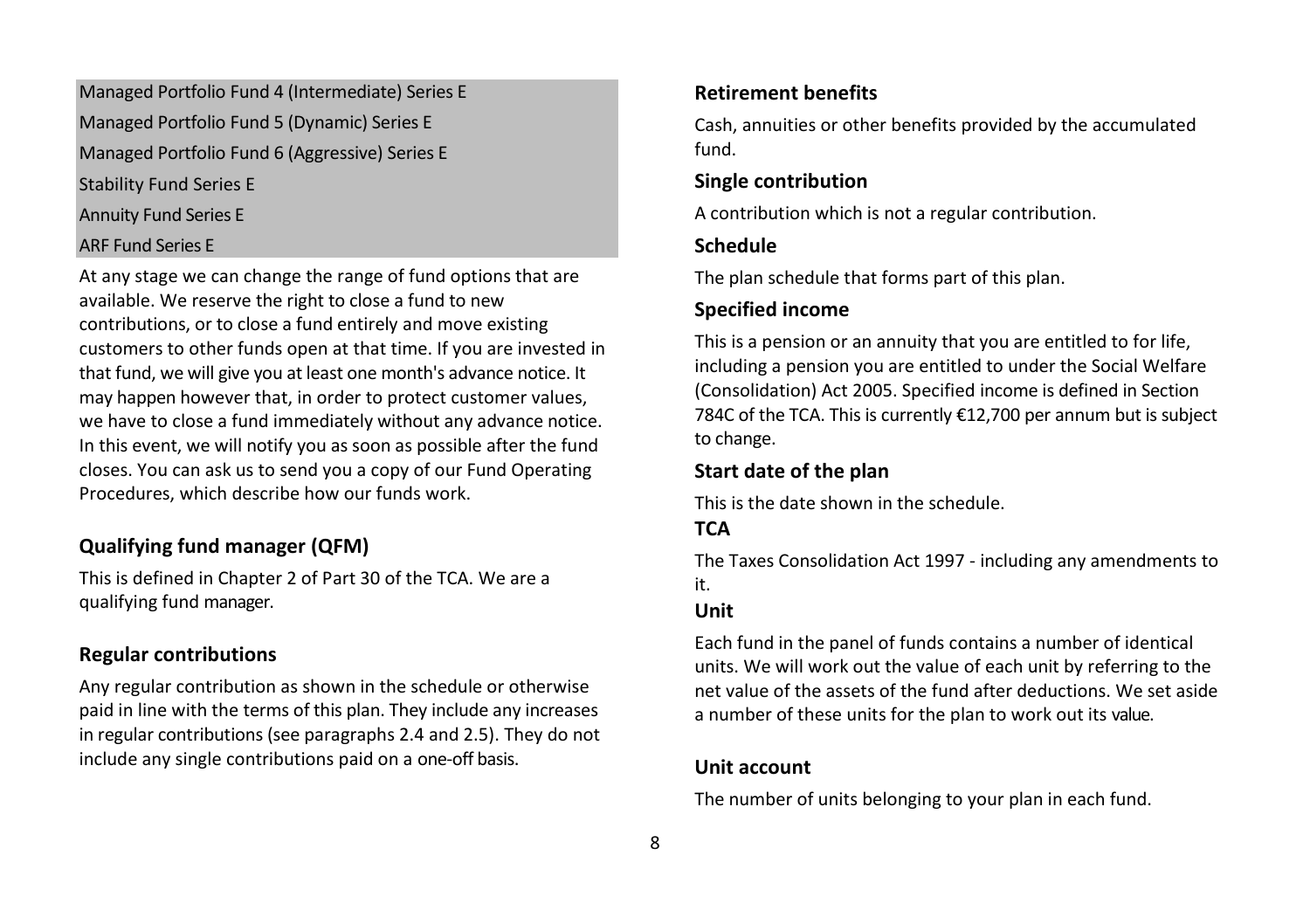Managed Portfolio Fund 4 (Intermediate) Series E
Managed Portfolio Fund 5 (Dynamic) Series E
Managed Portfolio Fund 6 (Aggressive) Series E
Stability Fund Series E
Annuity Fund Series E
ARF Fund Series E

At any stage we can change the range of fund options that are available. We reserve the right to close a fund to new contributions, or to close a fund entirely and move existing customers to other funds open at that time. If you are invested in that fund, we will give you at least one month's advance notice. It may happen however that, in order to protect customer values, we have to close a fund immediately without any advance notice. In this event, we will notify you as soon as possible after the fund closes. You can ask us to send you a copy of our Fund Operating Procedures, which describe how our funds work.

### Qualifying fund manager (QFM)

This is defined in Chapter 2 of Part 30 of the TCA. We are a qualifying fund manager.

### Regular contributions

Any regular contribution as shown in the schedule or otherwise paid in line with the terms of this plan. They include any increases in regular contributions (see paragraphs 2.4 and 2.5). They do not include any single contributions paid on a one-off basis.

### Retirement benefits

Cash, annuities or other benefits provided by the accumulated fund.

### Single contribution

A contribution which is not a regular contribution.

### Schedule

The plan schedule that forms part of this plan.

### Specified income

This is a pension or an annuity that you are entitled to for life, including a pension you are entitled to under the Social Welfare (Consolidation) Act 2005. Specified income is defined in Section 784C of the TCA. This is currently €12,700 per annum but is subject to change.

### Start date of the plan

This is the date shown in the schedule.

### TCA

The Taxes Consolidation Act 1997 - including any amendments to it.

### Unit

Each fund in the panel of funds contains a number of identical units. We will work out the value of each unit by referring to the net value of the assets of the fund after deductions. We set aside a number of these units for the plan to work out its value.

### Unit account

The number of units belonging to your plan in each fund.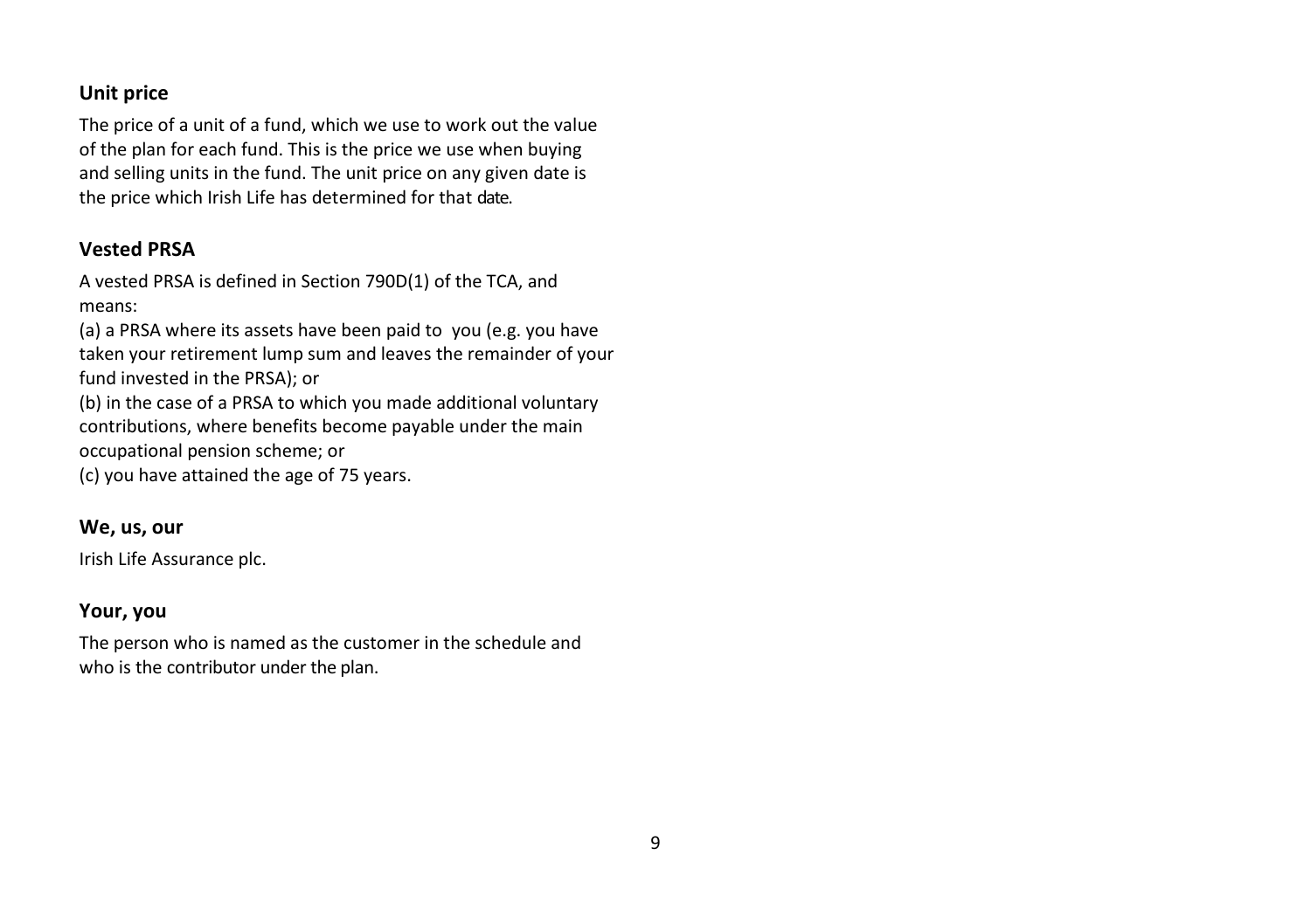### Unit price

The price of a unit of a fund, which we use to work out the value of the plan for each fund. This is the price we use when buying and selling units in the fund. The unit price on any given date is the price which Irish Life has determined for that date.

### Vested PRSA

A vested PRSA is defined in Section 790D(1) of the TCA, and means:

(a) a PRSA where its assets have been paid to you (e.g. you have taken your retirement lump sum and leaves the remainder of your fund invested in the PRSA); or

(b) in the case of a PRSA to which you made additional voluntary contributions, where benefits become payable under the main occupational pension scheme; or

(c) you have attained the age of 75 years.

### We, us, our

Irish Life Assurance plc.

### Your, you

The person who is named as the customer in the schedule and who is the contributor under the plan.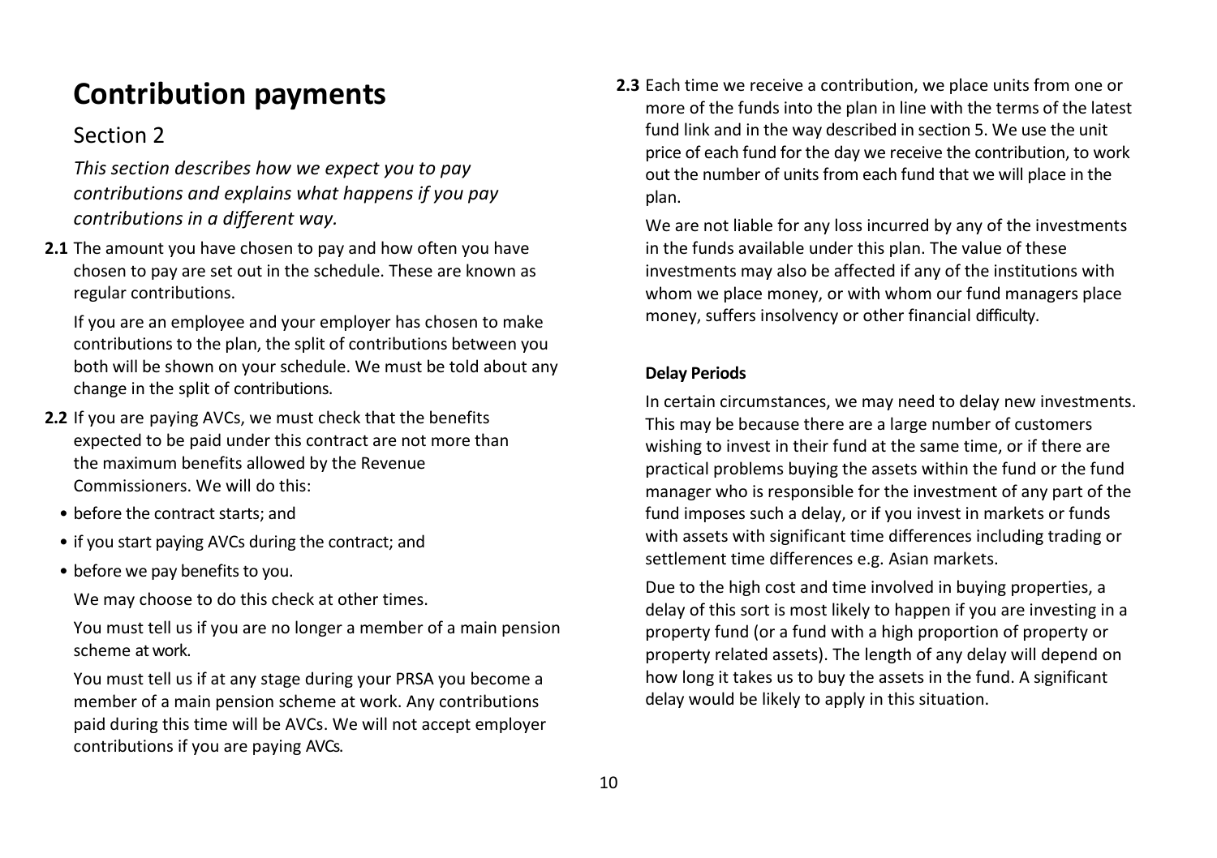# Contribution payments

## Section 2

*This section describes how we expect you to pay contributions and explains what happens if you pay contributions in a different way.*

**2.1** The amount you have chosen to pay and how often you have chosen to pay are set out in the schedule. These are known as regular contributions.

If you are an employee and your employer has chosen to make contributions to the plan, the split of contributions between you both will be shown on your schedule. We must be told about any change in the split of contributions.

**2.2** If you are paying AVCs, we must check that the benefits expected to be paid under this contract are not more than the maximum benefits allowed by the Revenue Commissioners. We will do this:

- before the contract starts; and
- if you start paying AVCs during the contract; and
- before we pay benefits to you.

We may choose to do this check at other times.

You must tell us if you are no longer a member of a main pension scheme at work.

You must tell us if at any stage during your PRSA you become a member of a main pension scheme at work. Any contributions paid during this time will be AVCs. We will not accept employer contributions if you are paying AVCs.

**2.3** Each time we receive a contribution, we place units from one or more of the funds into the plan in line with the terms of the latest fund link and in the way described in section 5. We use the unit price of each fund for the day we receive the contribution, to work out the number of units from each fund that we will place in the plan.

We are not liable for any loss incurred by any of the investments in the funds available under this plan. The value of these investments may also be affected if any of the institutions with whom we place money, or with whom our fund managers place money, suffers insolvency or other financial difficulty.

**Delay Periods**

In certain circumstances, we may need to delay new investments. This may be because there are a large number of customers wishing to invest in their fund at the same time, or if there are practical problems buying the assets within the fund or the fund manager who is responsible for the investment of any part of the fund imposes such a delay, or if you invest in markets or funds with assets with significant time differences including trading or settlement time differences e.g. Asian markets.

Due to the high cost and time involved in buying properties, a delay of this sort is most likely to happen if you are investing in a property fund (or a fund with a high proportion of property or property related assets). The length of any delay will depend on how long it takes us to buy the assets in the fund. A significant delay would be likely to apply in this situation.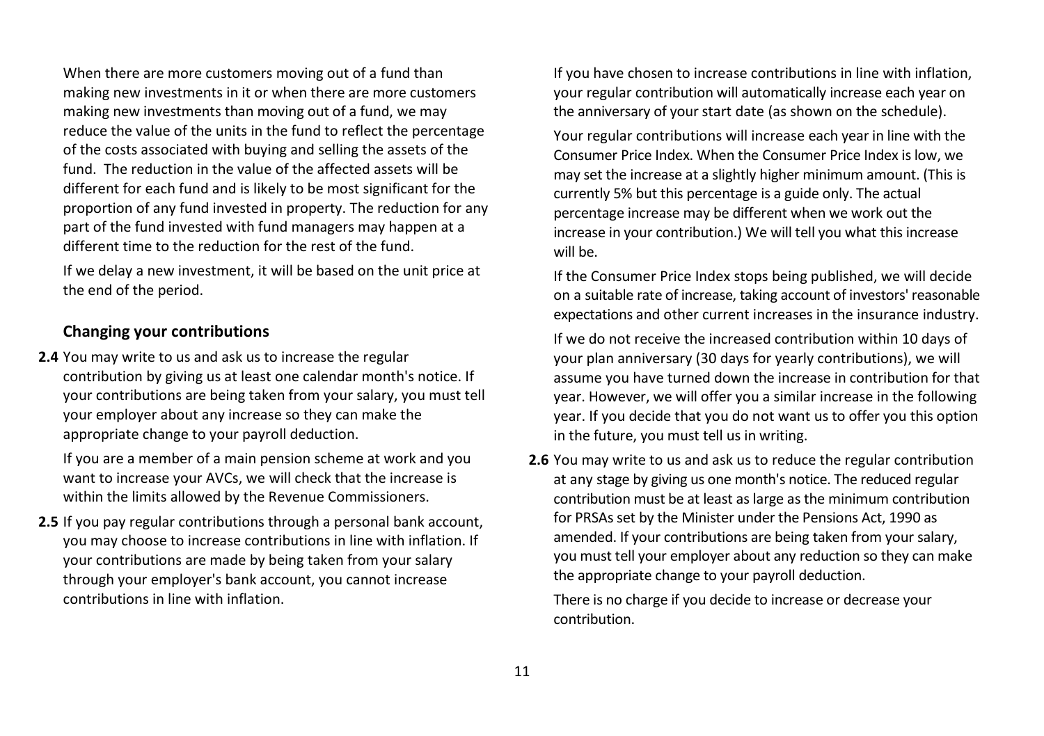When there are more customers moving out of a fund than making new investments in it or when there are more customers making new investments than moving out of a fund, we may reduce the value of the units in the fund to reflect the percentage of the costs associated with buying and selling the assets of the fund. The reduction in the value of the affected assets will be different for each fund and is likely to be most significant for the proportion of any fund invested in property. The reduction for any part of the fund invested with fund managers may happen at a different time to the reduction for the rest of the fund.

If we delay a new investment, it will be based on the unit price at the end of the period.

### Changing your contributions

**2.4** You may write to us and ask us to increase the regular contribution by giving us at least one calendar month's notice. If your contributions are being taken from your salary, you must tell your employer about any increase so they can make the appropriate change to your payroll deduction.

If you are a member of a main pension scheme at work and you want to increase your AVCs, we will check that the increase is within the limits allowed by the Revenue Commissioners.

**2.5** If you pay regular contributions through a personal bank account, you may choose to increase contributions in line with inflation. If your contributions are made by being taken from your salary through your employer's bank account, you cannot increase contributions in line with inflation.

If you have chosen to increase contributions in line with inflation, your regular contribution will automatically increase each year on the anniversary of your start date (as shown on the schedule).

Your regular contributions will increase each year in line with the Consumer Price Index. When the Consumer Price Index is low, we may set the increase at a slightly higher minimum amount. (This is currently 5% but this percentage is a guide only. The actual percentage increase may be different when we work out the increase in your contribution.) We will tell you what this increase will be.

If the Consumer Price Index stops being published, we will decide on a suitable rate of increase, taking account of investors' reasonable expectations and other current increases in the insurance industry.

If we do not receive the increased contribution within 10 days of your plan anniversary (30 days for yearly contributions), we will assume you have turned down the increase in contribution for that year. However, we will offer you a similar increase in the following year. If you decide that you do not want us to offer you this option in the future, you must tell us in writing.

**2.6** You may write to us and ask us to reduce the regular contribution at any stage by giving us one month's notice. The reduced regular contribution must be at least as large as the minimum contribution for PRSAs set by the Minister under the Pensions Act, 1990 as amended. If your contributions are being taken from your salary, you must tell your employer about any reduction so they can make the appropriate change to your payroll deduction.

There is no charge if you decide to increase or decrease your contribution.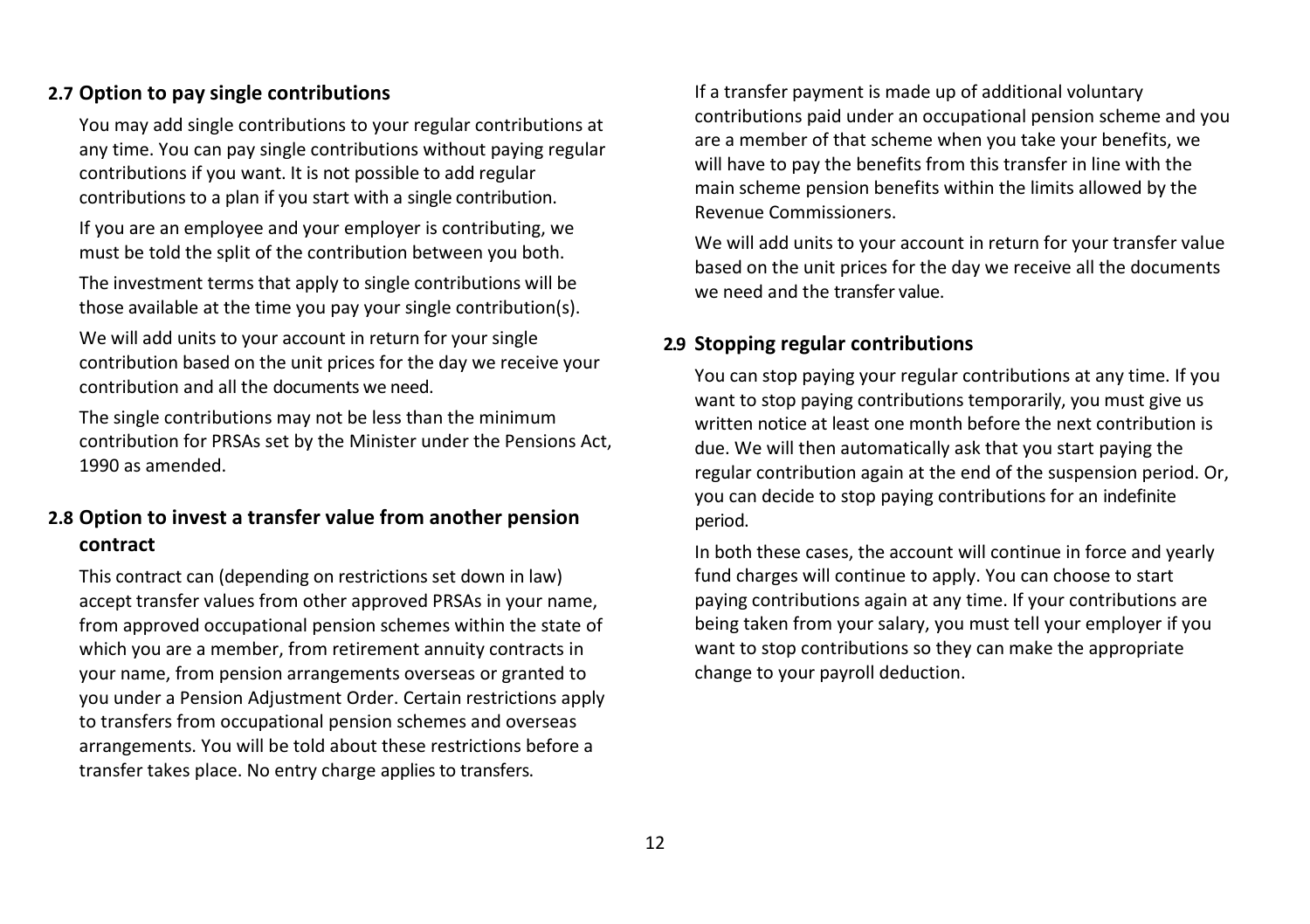### 2.7 Option to pay single contributions

You may add single contributions to your regular contributions at any time. You can pay single contributions without paying regular contributions if you want. It is not possible to add regular contributions to a plan if you start with a single contribution.

If you are an employee and your employer is contributing, we must be told the split of the contribution between you both.

The investment terms that apply to single contributions will be those available at the time you pay your single contribution(s).

We will add units to your account in return for your single contribution based on the unit prices for the day we receive your contribution and all the documents we need.

The single contributions may not be less than the minimum contribution for PRSAs set by the Minister under the Pensions Act, 1990 as amended.

### 2.8 Option to invest a transfer value from another pension contract

This contract can (depending on restrictions set down in law) accept transfer values from other approved PRSAs in your name, from approved occupational pension schemes within the state of which you are a member, from retirement annuity contracts in your name, from pension arrangements overseas or granted to you under a Pension Adjustment Order. Certain restrictions apply to transfers from occupational pension schemes and overseas arrangements. You will be told about these restrictions before a transfer takes place. No entry charge applies to transfers.

If a transfer payment is made up of additional voluntary contributions paid under an occupational pension scheme and you are a member of that scheme when you take your benefits, we will have to pay the benefits from this transfer in line with the main scheme pension benefits within the limits allowed by the Revenue Commissioners.

We will add units to your account in return for your transfer value based on the unit prices for the day we receive all the documents we need and the transfer value.

### 2.9 Stopping regular contributions

You can stop paying your regular contributions at any time. If you want to stop paying contributions temporarily, you must give us written notice at least one month before the next contribution is due. We will then automatically ask that you start paying the regular contribution again at the end of the suspension period. Or, you can decide to stop paying contributions for an indefinite period.

In both these cases, the account will continue in force and yearly fund charges will continue to apply. You can choose to start paying contributions again at any time. If your contributions are being taken from your salary, you must tell your employer if you want to stop contributions so they can make the appropriate change to your payroll deduction.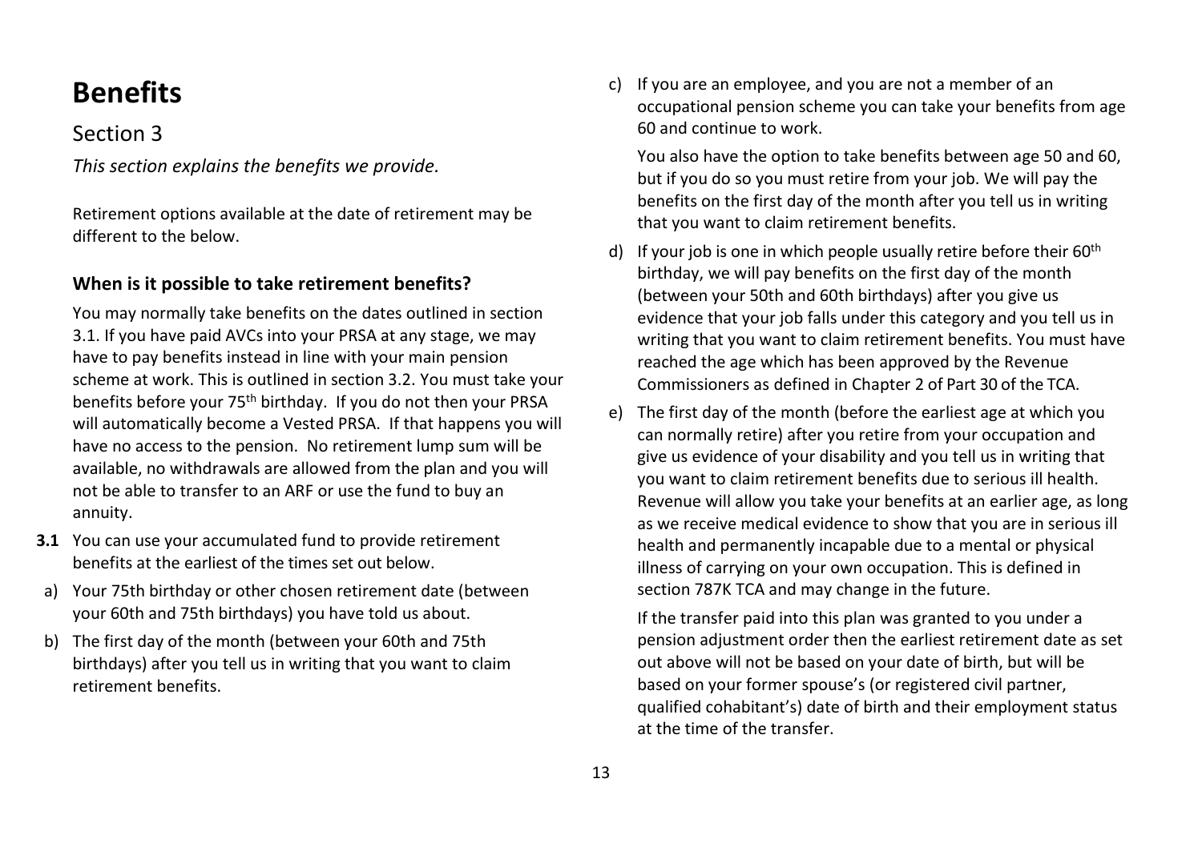# Benefits

## Section 3

*This section explains the benefits we provide.*

Retirement options available at the date of retirement may be different to the below.

### When is it possible to take retirement benefits?

You may normally take benefits on the dates outlined in section 3.1. If you have paid AVCs into your PRSA at any stage, we may have to pay benefits instead in line with your main pension scheme at work. This is outlined in section 3.2. You must take your benefits before your 75th birthday. If you do not then your PRSA will automatically become a Vested PRSA. If that happens you will have no access to the pension. No retirement lump sum will be available, no withdrawals are allowed from the plan and you will not be able to transfer to an ARF or use the fund to buy an annuity.

**3.1** You can use your accumulated fund to provide retirement benefits at the earliest of the times set out below.

a) Your 75th birthday or other chosen retirement date (between your 60th and 75th birthdays) you have told us about.

b) The first day of the month (between your 60th and 75th birthdays) after you tell us in writing that you want to claim retirement benefits.

c) If you are an employee, and you are not a member of an occupational pension scheme you can take your benefits from age 60 and continue to work.

   You also have the option to take benefits between age 50 and 60, but if you do so you must retire from your job. We will pay the benefits on the first day of the month after you tell us in writing that you want to claim retirement benefits.

d) If your job is one in which people usually retire before their 60th birthday, we will pay benefits on the first day of the month (between your 50th and 60th birthdays) after you give us evidence that your job falls under this category and you tell us in writing that you want to claim retirement benefits. You must have reached the age which has been approved by the Revenue Commissioners as defined in Chapter 2 of Part 30 of the TCA.

e) The first day of the month (before the earliest age at which you can normally retire) after you retire from your occupation and give us evidence of your disability and you tell us in writing that you want to claim retirement benefits due to serious ill health. Revenue will allow you take your benefits at an earlier age, as long as we receive medical evidence to show that you are in serious ill health and permanently incapable due to a mental or physical illness of carrying on your own occupation. This is defined in section 787K TCA and may change in the future.

   If the transfer paid into this plan was granted to you under a pension adjustment order then the earliest retirement date as set out above will not be based on your date of birth, but will be based on your former spouse's (or registered civil partner, qualified cohabitant's) date of birth and their employment status at the time of the transfer.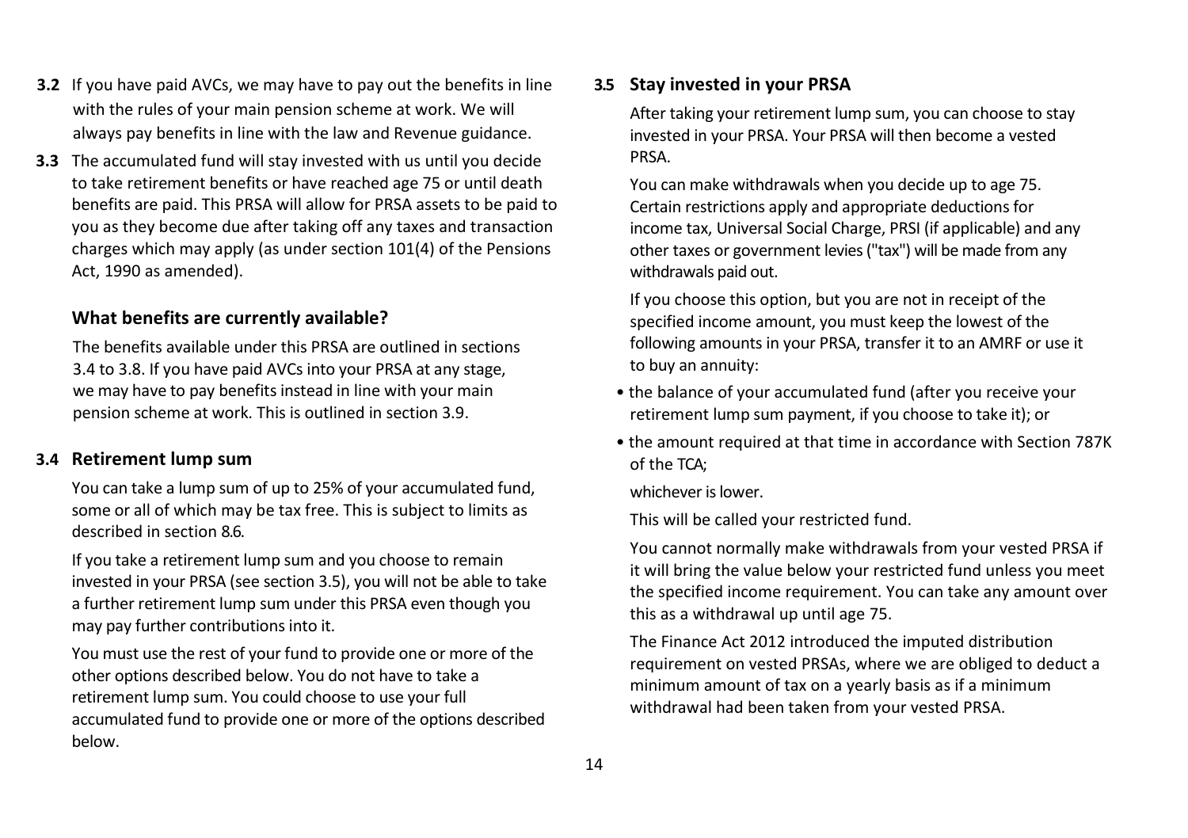**3.2** If you have paid AVCs, we may have to pay out the benefits in line with the rules of your main pension scheme at work. We will always pay benefits in line with the law and Revenue guidance.

**3.3** The accumulated fund will stay invested with us until you decide to take retirement benefits or have reached age 75 or until death benefits are paid. This PRSA will allow for PRSA assets to be paid to you as they become due after taking off any taxes and transaction charges which may apply (as under section 101(4) of the Pensions Act, 1990 as amended).

### What benefits are currently available?

The benefits available under this PRSA are outlined in sections 3.4 to 3.8. If you have paid AVCs into your PRSA at any stage, we may have to pay benefits instead in line with your main pension scheme at work. This is outlined in section 3.9.

### 3.4 Retirement lump sum

You can take a lump sum of up to 25% of your accumulated fund, some or all of which may be tax free. This is subject to limits as described in section 8.6.

If you take a retirement lump sum and you choose to remain invested in your PRSA (see section 3.5), you will not be able to take a further retirement lump sum under this PRSA even though you may pay further contributions into it.

You must use the rest of your fund to provide one or more of the other options described below. You do not have to take a retirement lump sum. You could choose to use your full accumulated fund to provide one or more of the options described below.

### 3.5 Stay invested in your PRSA

After taking your retirement lump sum, you can choose to stay invested in your PRSA. Your PRSA will then become a vested PRSA.

You can make withdrawals when you decide up to age 75. Certain restrictions apply and appropriate deductions for income tax, Universal Social Charge, PRSI (if applicable) and any other taxes or government levies ("tax") will be made from any withdrawals paid out.

If you choose this option, but you are not in receipt of the specified income amount, you must keep the lowest of the following amounts in your PRSA, transfer it to an AMRF or use it to buy an annuity:

- the balance of your accumulated fund (after you receive your retirement lump sum payment, if you choose to take it); or
- the amount required at that time in accordance with Section 787K of the TCA;

whichever is lower.

This will be called your restricted fund.

You cannot normally make withdrawals from your vested PRSA if it will bring the value below your restricted fund unless you meet the specified income requirement. You can take any amount over this as a withdrawal up until age 75.

The Finance Act 2012 introduced the imputed distribution requirement on vested PRSAs, where we are obliged to deduct a minimum amount of tax on a yearly basis as if a minimum withdrawal had been taken from your vested PRSA.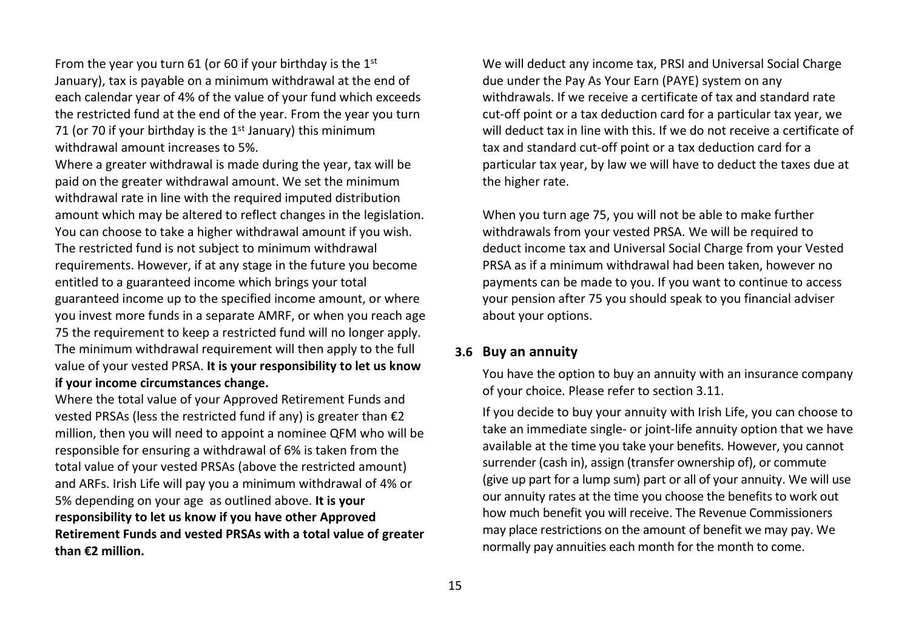From the year you turn 61 (or 60 if your birthday is the 1st January), tax is payable on a minimum withdrawal at the end of each calendar year of 4% of the value of your fund which exceeds the restricted fund at the end of the year. From the year you turn 71 (or 70 if your birthday is the 1st January) this minimum withdrawal amount increases to 5%.

Where a greater withdrawal is made during the year, tax will be paid on the greater withdrawal amount. We set the minimum withdrawal rate in line with the required imputed distribution amount which may be altered to reflect changes in the legislation. You can choose to take a higher withdrawal amount if you wish. The restricted fund is not subject to minimum withdrawal requirements. However, if at any stage in the future you become entitled to a guaranteed income which brings your total guaranteed income up to the specified income amount, or where you invest more funds in a separate AMRF, or when you reach age 75 the requirement to keep a restricted fund will no longer apply. The minimum withdrawal requirement will then apply to the full value of your vested PRSA. **It is your responsibility to let us know if your income circumstances change.**

Where the total value of your Approved Retirement Funds and vested PRSAs (less the restricted fund if any) is greater than €2 million, then you will need to appoint a nominee QFM who will be responsible for ensuring a withdrawal of 6% is taken from the total value of your vested PRSAs (above the restricted amount) and ARFs. Irish Life will pay you a minimum withdrawal of 4% or 5% depending on your age as outlined above. **It is your responsibility to let us know if you have other Approved Retirement Funds and vested PRSAs with a total value of greater than €2 million.**

We will deduct any income tax, PRSI and Universal Social Charge due under the Pay As Your Earn (PAYE) system on any withdrawals. If we receive a certificate of tax and standard rate cut-off point or a tax deduction card for a particular tax year, we will deduct tax in line with this. If we do not receive a certificate of tax and standard cut-off point or a tax deduction card for a particular tax year, by law we will have to deduct the taxes due at the higher rate.

When you turn age 75, you will not be able to make further withdrawals from your vested PRSA. We will be required to deduct income tax and Universal Social Charge from your Vested PRSA as if a minimum withdrawal had been taken, however no payments can be made to you. If you want to continue to access your pension after 75 you should speak to you financial adviser about your options.

### 3.6 Buy an annuity

You have the option to buy an annuity with an insurance company of your choice. Please refer to section 3.11.

If you decide to buy your annuity with Irish Life, you can choose to take an immediate single- or joint-life annuity option that we have available at the time you take your benefits. However, you cannot surrender (cash in), assign (transfer ownership of), or commute (give up part for a lump sum) part or all of your annuity. We will use our annuity rates at the time you choose the benefits to work out how much benefit you will receive. The Revenue Commissioners may place restrictions on the amount of benefit we may pay. We normally pay annuities each month for the month to come.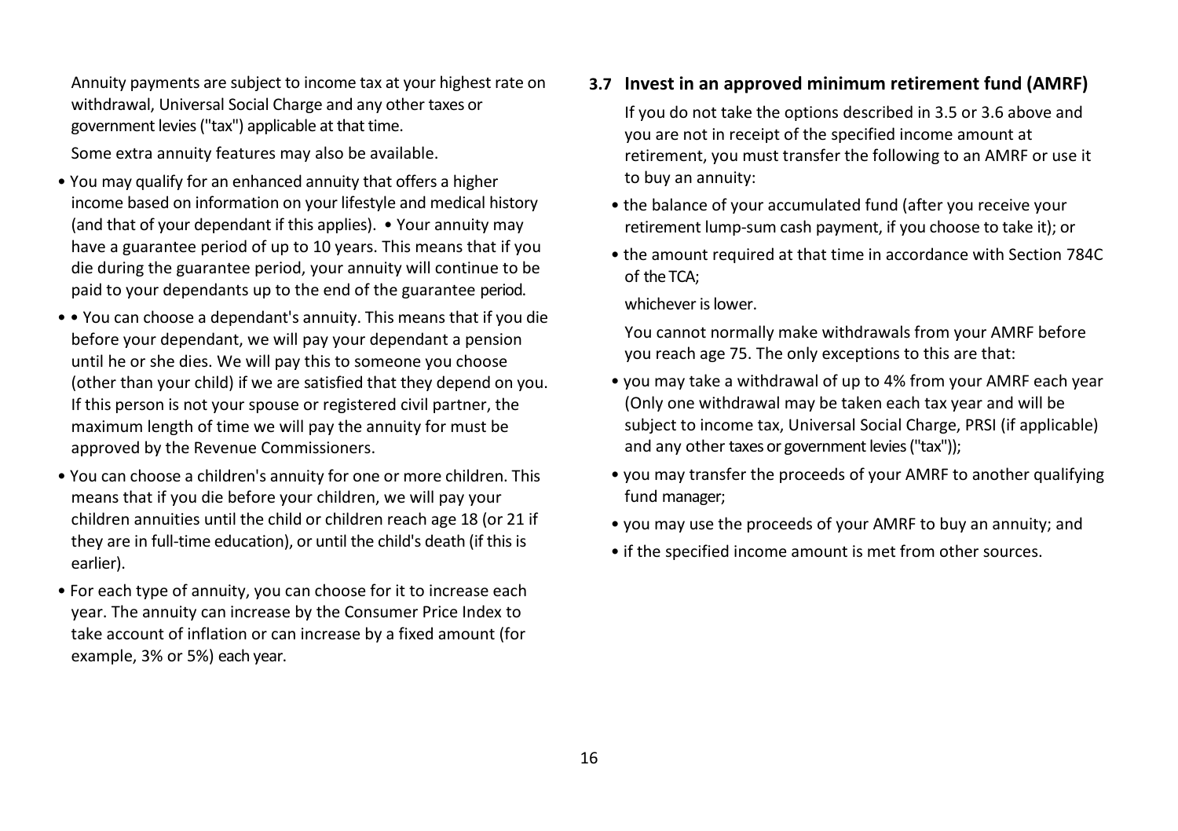Annuity payments are subject to income tax at your highest rate on withdrawal, Universal Social Charge and any other taxes or government levies ("tax") applicable at that time.

Some extra annuity features may also be available.

- You may qualify for an enhanced annuity that offers a higher income based on information on your lifestyle and medical history (and that of your dependant if this applies). • Your annuity may have a guarantee period of up to 10 years. This means that if you die during the guarantee period, your annuity will continue to be paid to your dependants up to the end of the guarantee period.
- • You can choose a dependant's annuity. This means that if you die before your dependant, we will pay your dependant a pension until he or she dies. We will pay this to someone you choose (other than your child) if we are satisfied that they depend on you. If this person is not your spouse or registered civil partner, the maximum length of time we will pay the annuity for must be approved by the Revenue Commissioners.
- You can choose a children's annuity for one or more children. This means that if you die before your children, we will pay your children annuities until the child or children reach age 18 (or 21 if they are in full-time education), or until the child's death (if this is earlier).
- For each type of annuity, you can choose for it to increase each year. The annuity can increase by the Consumer Price Index to take account of inflation or can increase by a fixed amount (for example, 3% or 5%) each year.

### 3.7 Invest in an approved minimum retirement fund (AMRF)

If you do not take the options described in 3.5 or 3.6 above and you are not in receipt of the specified income amount at retirement, you must transfer the following to an AMRF or use it to buy an annuity:

- the balance of your accumulated fund (after you receive your retirement lump-sum cash payment, if you choose to take it); or
- the amount required at that time in accordance with Section 784C of the TCA;

whichever is lower.

You cannot normally make withdrawals from your AMRF before you reach age 75. The only exceptions to this are that:

- you may take a withdrawal of up to 4% from your AMRF each year (Only one withdrawal may be taken each tax year and will be subject to income tax, Universal Social Charge, PRSI (if applicable) and any other taxes or government levies ("tax"));
- you may transfer the proceeds of your AMRF to another qualifying fund manager;
- you may use the proceeds of your AMRF to buy an annuity; and
- if the specified income amount is met from other sources.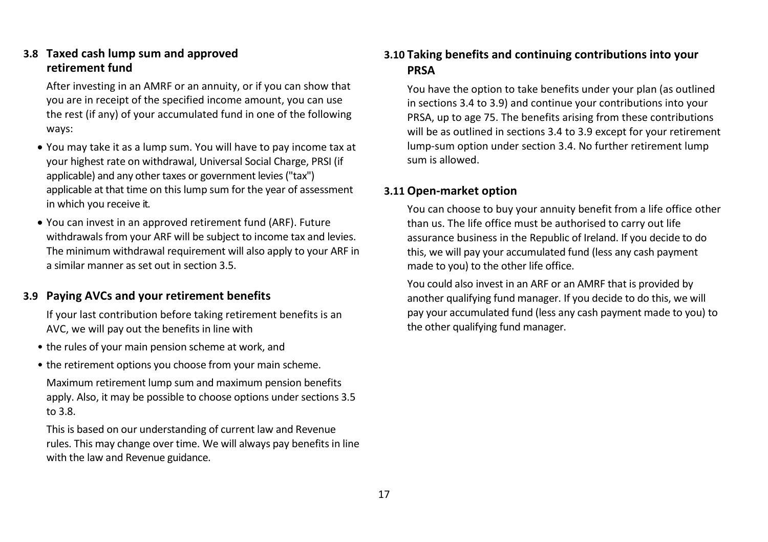### 3.8 Taxed cash lump sum and approved retirement fund

After investing in an AMRF or an annuity, or if you can show that you are in receipt of the specified income amount, you can use the rest (if any) of your accumulated fund in one of the following ways:

- You may take it as a lump sum. You will have to pay income tax at your highest rate on withdrawal, Universal Social Charge, PRSI (if applicable) and any other taxes or government levies ("tax") applicable at that time on this lump sum for the year of assessment in which you receive it.
- You can invest in an approved retirement fund (ARF). Future withdrawals from your ARF will be subject to income tax and levies. The minimum withdrawal requirement will also apply to your ARF in a similar manner as set out in section 3.5.

### 3.9 Paying AVCs and your retirement benefits

If your last contribution before taking retirement benefits is an AVC, we will pay out the benefits in line with

- the rules of your main pension scheme at work, and
- the retirement options you choose from your main scheme.

Maximum retirement lump sum and maximum pension benefits apply. Also, it may be possible to choose options under sections 3.5 to 3.8.

This is based on our understanding of current law and Revenue rules. This may change over time. We will always pay benefits in line with the law and Revenue guidance.

### 3.10 Taking benefits and continuing contributions into your PRSA

You have the option to take benefits under your plan (as outlined in sections 3.4 to 3.9) and continue your contributions into your PRSA, up to age 75. The benefits arising from these contributions will be as outlined in sections 3.4 to 3.9 except for your retirement lump-sum option under section 3.4. No further retirement lump sum is allowed.

### 3.11 Open-market option

You can choose to buy your annuity benefit from a life office other than us. The life office must be authorised to carry out life assurance business in the Republic of Ireland. If you decide to do this, we will pay your accumulated fund (less any cash payment made to you) to the other life office.

You could also invest in an ARF or an AMRF that is provided by another qualifying fund manager. If you decide to do this, we will pay your accumulated fund (less any cash payment made to you) to the other qualifying fund manager.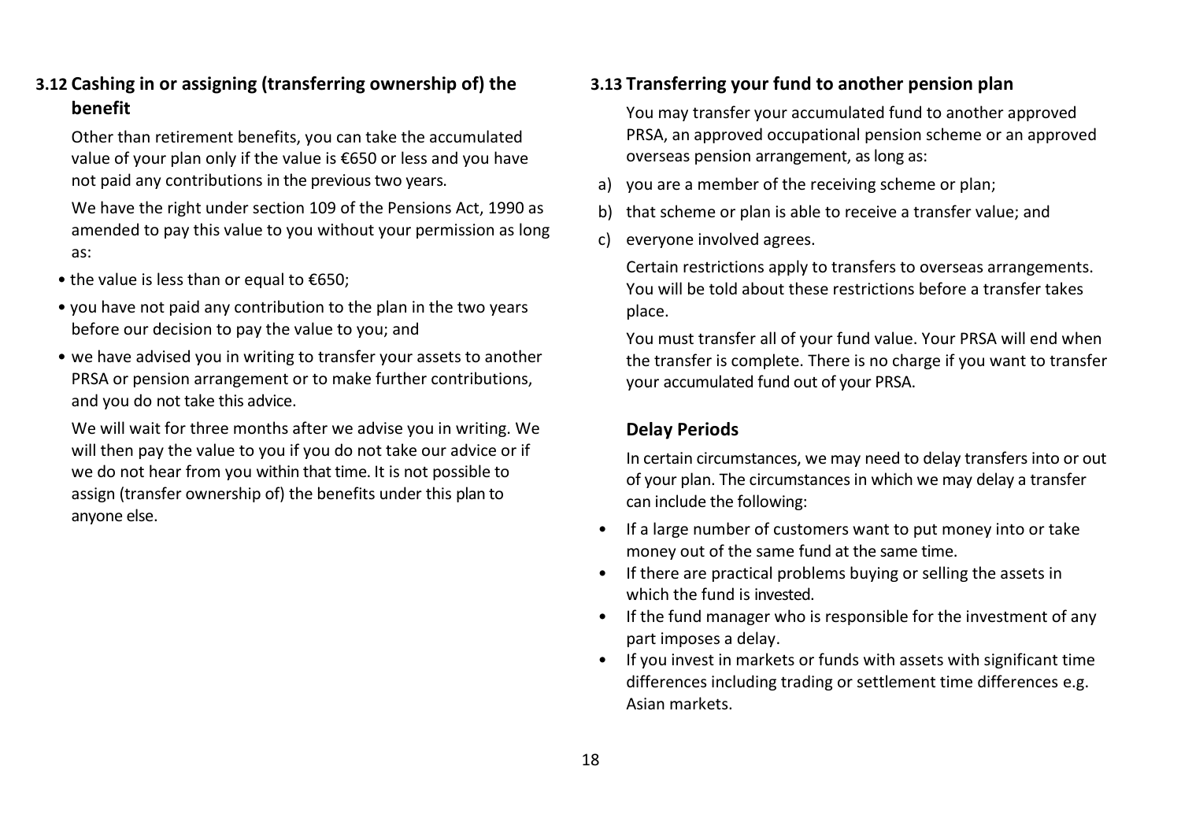### 3.12 Cashing in or assigning (transferring ownership of) the benefit

Other than retirement benefits, you can take the accumulated value of your plan only if the value is €650 or less and you have not paid any contributions in the previous two years.

We have the right under section 109 of the Pensions Act, 1990 as amended to pay this value to you without your permission as long as:

- the value is less than or equal to €650;
- you have not paid any contribution to the plan in the two years before our decision to pay the value to you; and
- we have advised you in writing to transfer your assets to another PRSA or pension arrangement or to make further contributions, and you do not take this advice.

We will wait for three months after we advise you in writing. We will then pay the value to you if you do not take our advice or if we do not hear from you within that time. It is not possible to assign (transfer ownership of) the benefits under this plan to anyone else.

### 3.13 Transferring your fund to another pension plan

You may transfer your accumulated fund to another approved PRSA, an approved occupational pension scheme or an approved overseas pension arrangement, as long as:

a) you are a member of the receiving scheme or plan;
b) that scheme or plan is able to receive a transfer value; and
c) everyone involved agrees.

Certain restrictions apply to transfers to overseas arrangements. You will be told about these restrictions before a transfer takes place.

You must transfer all of your fund value. Your PRSA will end when the transfer is complete. There is no charge if you want to transfer your accumulated fund out of your PRSA.

#### Delay Periods

In certain circumstances, we may need to delay transfers into or out of your plan. The circumstances in which we may delay a transfer can include the following:

- If a large number of customers want to put money into or take money out of the same fund at the same time.
- If there are practical problems buying or selling the assets in which the fund is invested.
- If the fund manager who is responsible for the investment of any part imposes a delay.
- If you invest in markets or funds with assets with significant time differences including trading or settlement time differences e.g. Asian markets.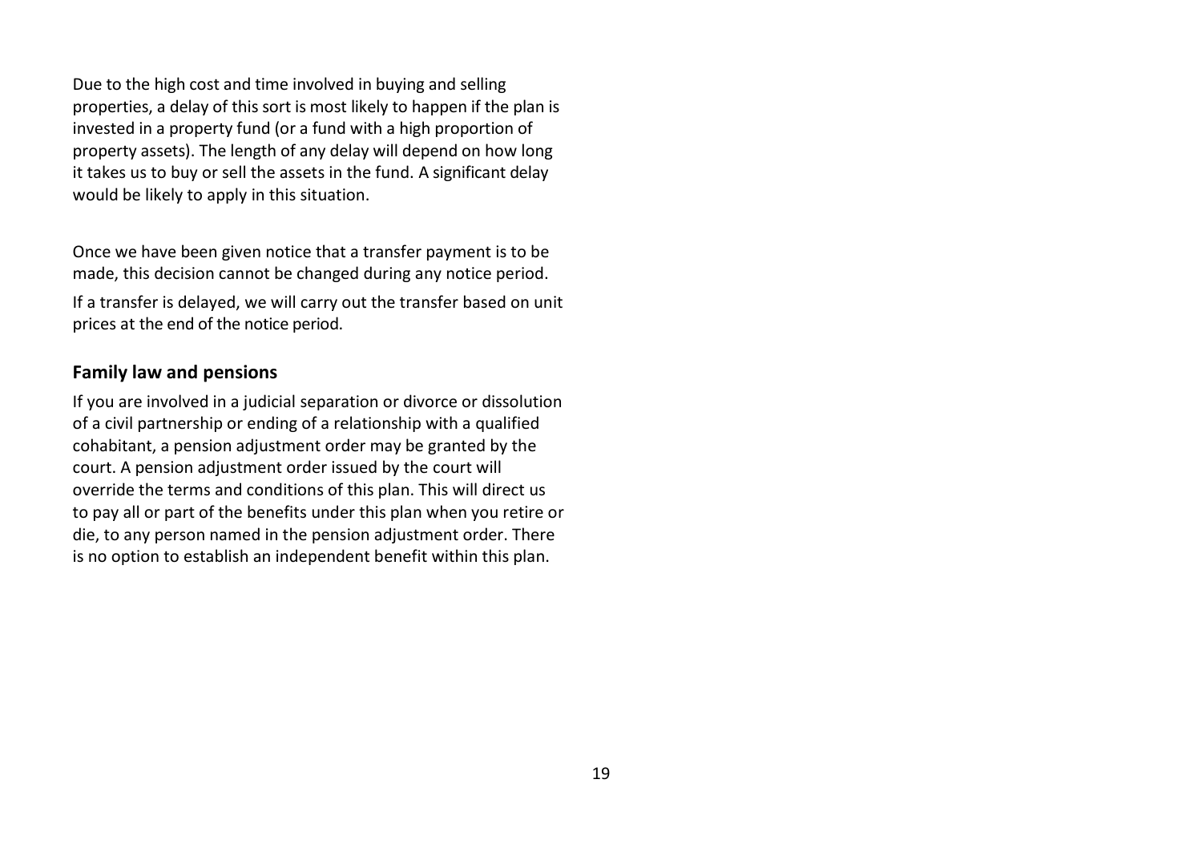Due to the high cost and time involved in buying and selling properties, a delay of this sort is most likely to happen if the plan is invested in a property fund (or a fund with a high proportion of property assets). The length of any delay will depend on how long it takes us to buy or sell the assets in the fund. A significant delay would be likely to apply in this situation.

Once we have been given notice that a transfer payment is to be made, this decision cannot be changed during any notice period.

If a transfer is delayed, we will carry out the transfer based on unit prices at the end of the notice period.

## Family law and pensions

If you are involved in a judicial separation or divorce or dissolution of a civil partnership or ending of a relationship with a qualified cohabitant, a pension adjustment order may be granted by the court. A pension adjustment order issued by the court will override the terms and conditions of this plan. This will direct us to pay all or part of the benefits under this plan when you retire or die, to any person named in the pension adjustment order. There is no option to establish an independent benefit within this plan.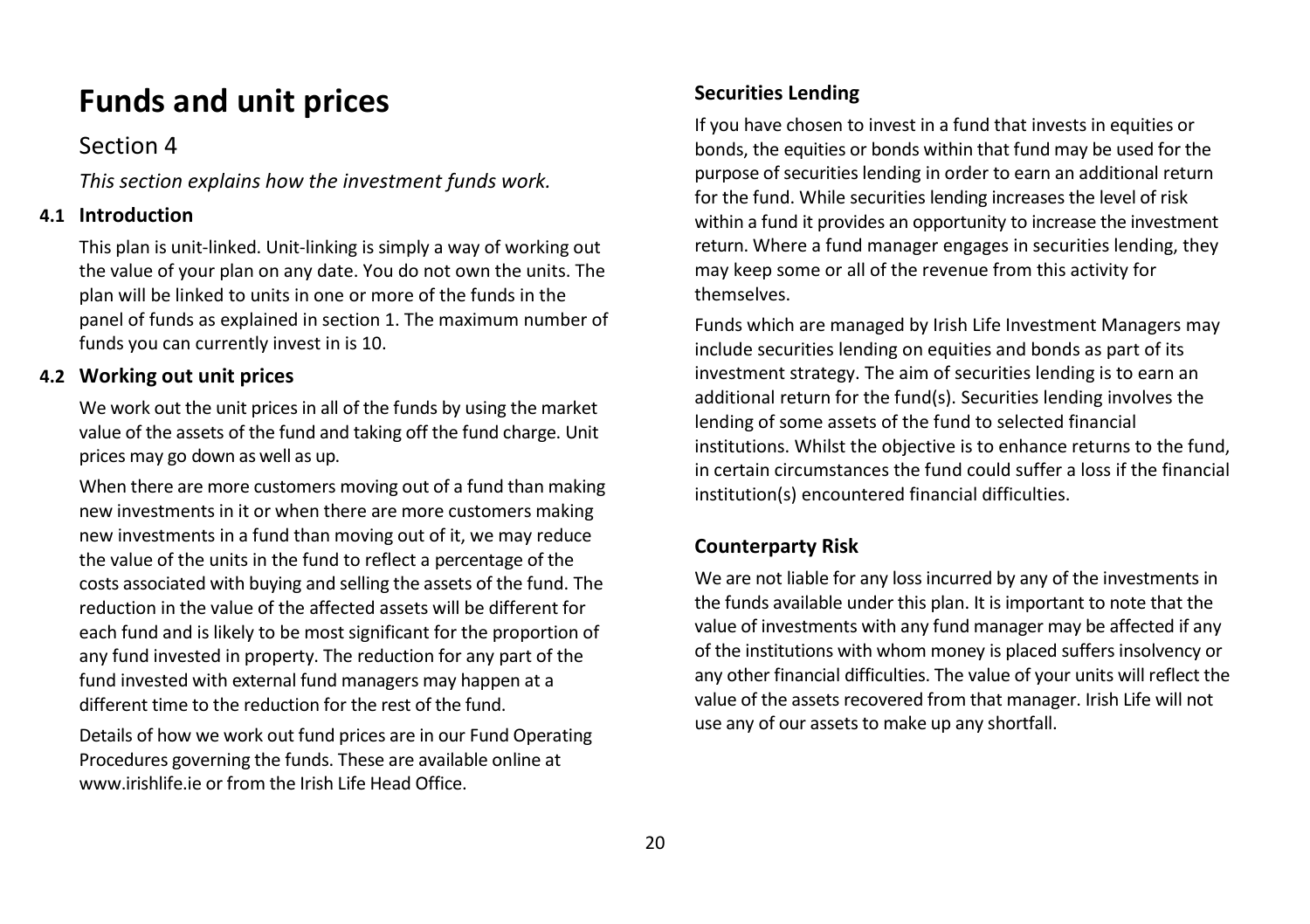# Funds and unit prices

## Section 4

*This section explains how the investment funds work.*

### 4.1 Introduction

This plan is unit-linked. Unit-linking is simply a way of working out the value of your plan on any date. You do not own the units. The plan will be linked to units in one or more of the funds in the panel of funds as explained in section 1. The maximum number of funds you can currently invest in is 10.

### 4.2 Working out unit prices

We work out the unit prices in all of the funds by using the market value of the assets of the fund and taking off the fund charge. Unit prices may go down as well as up.

When there are more customers moving out of a fund than making new investments in it or when there are more customers making new investments in a fund than moving out of it, we may reduce the value of the units in the fund to reflect a percentage of the costs associated with buying and selling the assets of the fund. The reduction in the value of the affected assets will be different for each fund and is likely to be most significant for the proportion of any fund invested in property. The reduction for any part of the fund invested with external fund managers may happen at a different time to the reduction for the rest of the fund.

Details of how we work out fund prices are in our Fund Operating Procedures governing the funds. These are available online at www.irishlife.ie or from the Irish Life Head Office.

### Securities Lending

If you have chosen to invest in a fund that invests in equities or bonds, the equities or bonds within that fund may be used for the purpose of securities lending in order to earn an additional return for the fund. While securities lending increases the level of risk within a fund it provides an opportunity to increase the investment return. Where a fund manager engages in securities lending, they may keep some or all of the revenue from this activity for themselves.

Funds which are managed by Irish Life Investment Managers may include securities lending on equities and bonds as part of its investment strategy. The aim of securities lending is to earn an additional return for the fund(s). Securities lending involves the lending of some assets of the fund to selected financial institutions. Whilst the objective is to enhance returns to the fund, in certain circumstances the fund could suffer a loss if the financial institution(s) encountered financial difficulties.

### Counterparty Risk

We are not liable for any loss incurred by any of the investments in the funds available under this plan. It is important to note that the value of investments with any fund manager may be affected if any of the institutions with whom money is placed suffers insolvency or any other financial difficulties. The value of your units will reflect the value of the assets recovered from that manager. Irish Life will not use any of our assets to make up any shortfall.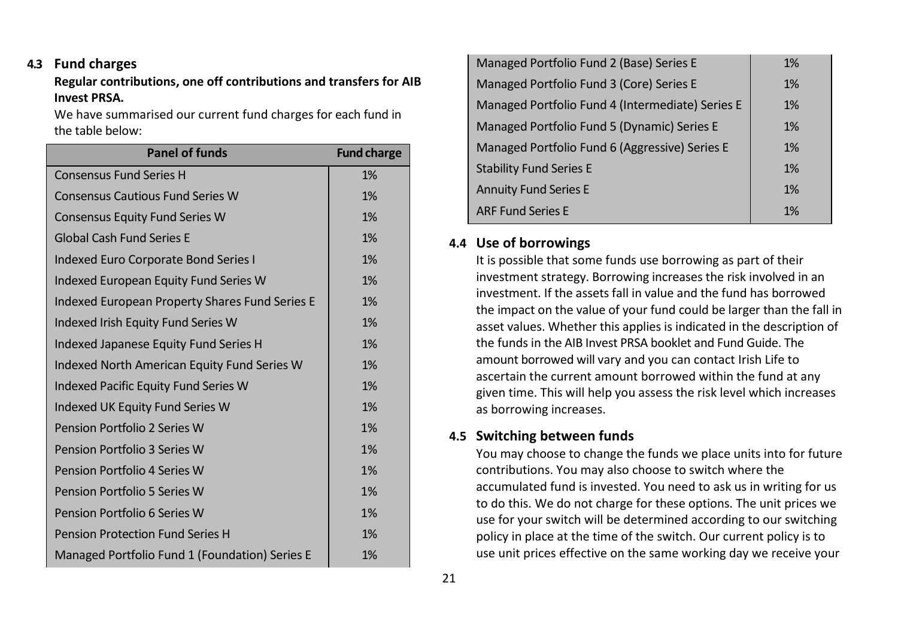## 4.3 Fund charges

**Regular contributions, one off contributions and transfers for AIB Invest PRSA.**

We have summarised our current fund charges for each fund in the table below:

| Panel of funds | Fund charge |
|---|---|
| Consensus Fund Series H | 1% |
| Consensus Cautious Fund Series W | 1% |
| Consensus Equity Fund Series W | 1% |
| Global Cash Fund Series E | 1% |
| Indexed Euro Corporate Bond Series I | 1% |
| Indexed European Equity Fund Series W | 1% |
| Indexed European Property Shares Fund Series E | 1% |
| Indexed Irish Equity Fund Series W | 1% |
| Indexed Japanese Equity Fund Series H | 1% |
| Indexed North American Equity Fund Series W | 1% |
| Indexed Pacific Equity Fund Series W | 1% |
| Indexed UK Equity Fund Series W | 1% |
| Pension Portfolio 2 Series W | 1% |
| Pension Portfolio 3 Series W | 1% |
| Pension Portfolio 4 Series W | 1% |
| Pension Portfolio 5 Series W | 1% |
| Pension Portfolio 6 Series W | 1% |
| Pension Protection Fund Series H | 1% |
| Managed Portfolio Fund 1 (Foundation) Series E | 1% |
| Managed Portfolio Fund 2 (Base) Series E | 1% |
| Managed Portfolio Fund 3 (Core) Series E | 1% |
| Managed Portfolio Fund 4 (Intermediate) Series E | 1% |
| Managed Portfolio Fund 5 (Dynamic) Series E | 1% |
| Managed Portfolio Fund 6 (Aggressive) Series E | 1% |
| Stability Fund Series E | 1% |
| Annuity Fund Series E | 1% |
| ARF Fund Series E | 1% |

## 4.4 Use of borrowings

It is possible that some funds use borrowing as part of their investment strategy. Borrowing increases the risk involved in an investment. If the assets fall in value and the fund has borrowed the impact on the value of your fund could be larger than the fall in asset values. Whether this applies is indicated in the description of the funds in the AIB Invest PRSA booklet and Fund Guide. The amount borrowed will vary and you can contact Irish Life to ascertain the current amount borrowed within the fund at any given time. This will help you assess the risk level which increases as borrowing increases.

## 4.5 Switching between funds

You may choose to change the funds we place units into for future contributions. You may also choose to switch where the accumulated fund is invested. You need to ask us in writing for us to do this. We do not charge for these options. The unit prices we use for your switch will be determined according to our switching policy in place at the time of the switch. Our current policy is to use unit prices effective on the same working day we receive your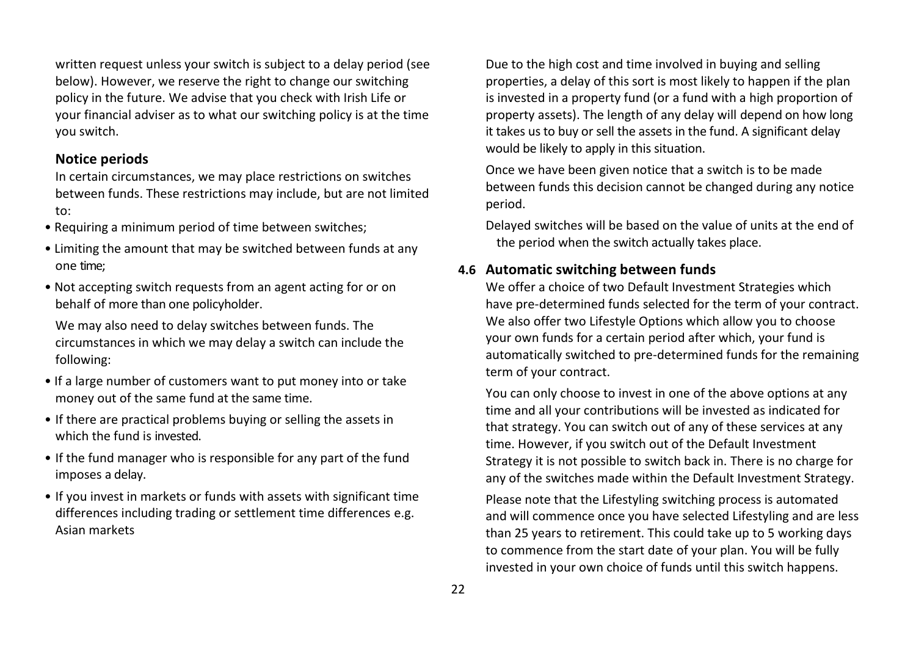written request unless your switch is subject to a delay period (see below). However, we reserve the right to change our switching policy in the future. We advise that you check with Irish Life or your financial adviser as to what our switching policy is at the time you switch.

### Notice periods

In certain circumstances, we may place restrictions on switches between funds. These restrictions may include, but are not limited to:

- Requiring a minimum period of time between switches;
- Limiting the amount that may be switched between funds at any one time;
- Not accepting switch requests from an agent acting for or on behalf of more than one policyholder.

We may also need to delay switches between funds. The circumstances in which we may delay a switch can include the following:

- If a large number of customers want to put money into or take money out of the same fund at the same time.
- If there are practical problems buying or selling the assets in which the fund is invested.
- If the fund manager who is responsible for any part of the fund imposes a delay.
- If you invest in markets or funds with assets with significant time differences including trading or settlement time differences e.g. Asian markets

Due to the high cost and time involved in buying and selling properties, a delay of this sort is most likely to happen if the plan is invested in a property fund (or a fund with a high proportion of property assets). The length of any delay will depend on how long it takes us to buy or sell the assets in the fund. A significant delay would be likely to apply in this situation.

Once we have been given notice that a switch is to be made between funds this decision cannot be changed during any notice period.

Delayed switches will be based on the value of units at the end of the period when the switch actually takes place.

### 4.6 Automatic switching between funds

We offer a choice of two Default Investment Strategies which have pre-determined funds selected for the term of your contract. We also offer two Lifestyle Options which allow you to choose your own funds for a certain period after which, your fund is automatically switched to pre-determined funds for the remaining term of your contract.

You can only choose to invest in one of the above options at any time and all your contributions will be invested as indicated for that strategy. You can switch out of any of these services at any time. However, if you switch out of the Default Investment Strategy it is not possible to switch back in. There is no charge for any of the switches made within the Default Investment Strategy.

Please note that the Lifestyling switching process is automated and will commence once you have selected Lifestyling and are less than 25 years to retirement. This could take up to 5 working days to commence from the start date of your plan. You will be fully invested in your own choice of funds until this switch happens.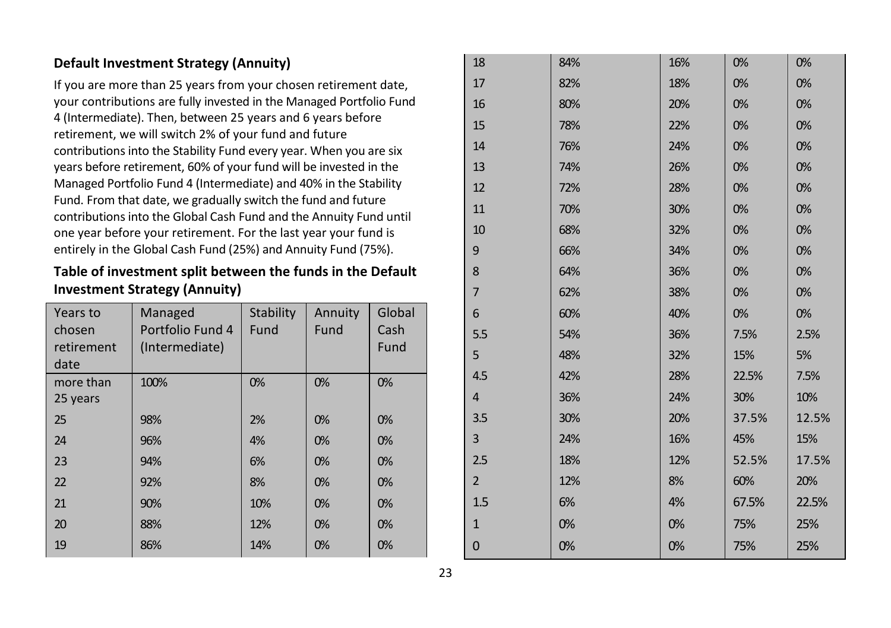### Default Investment Strategy (Annuity)

If you are more than 25 years from your chosen retirement date, your contributions are fully invested in the Managed Portfolio Fund 4 (Intermediate). Then, between 25 years and 6 years before retirement, we will switch 2% of your fund and future contributions into the Stability Fund every year. When you are six years before retirement, 60% of your fund will be invested in the Managed Portfolio Fund 4 (Intermediate) and 40% in the Stability Fund. From that date, we gradually switch the fund and future contributions into the Global Cash Fund and the Annuity Fund until one year before your retirement. For the last year your fund is entirely in the Global Cash Fund (25%) and Annuity Fund (75%).

### Table of investment split between the funds in the Default Investment Strategy (Annuity)

| Years to chosen retirement date | Managed Portfolio Fund 4 (Intermediate) | Stability Fund | Annuity Fund | Global Cash Fund |
|---|---|---|---|---|
| more than 25 years | 100% | 0% | 0% | 0% |
| 25 | 98% | 2% | 0% | 0% |
| 24 | 96% | 4% | 0% | 0% |
| 23 | 94% | 6% | 0% | 0% |
| 22 | 92% | 8% | 0% | 0% |
| 21 | 90% | 10% | 0% | 0% |
| 20 | 88% | 12% | 0% | 0% |
| 19 | 86% | 14% | 0% | 0% |
| 18 | 84% | 16% | 0% | 0% |
| 17 | 82% | 18% | 0% | 0% |
| 16 | 80% | 20% | 0% | 0% |
| 15 | 78% | 22% | 0% | 0% |
| 14 | 76% | 24% | 0% | 0% |
| 13 | 74% | 26% | 0% | 0% |
| 12 | 72% | 28% | 0% | 0% |
| 11 | 70% | 30% | 0% | 0% |
| 10 | 68% | 32% | 0% | 0% |
| 9 | 66% | 34% | 0% | 0% |
| 8 | 64% | 36% | 0% | 0% |
| 7 | 62% | 38% | 0% | 0% |
| 6 | 60% | 40% | 0% | 0% |
| 5.5 | 54% | 36% | 7.5% | 2.5% |
| 5 | 48% | 32% | 15% | 5% |
| 4.5 | 42% | 28% | 22.5% | 7.5% |
| 4 | 36% | 24% | 30% | 10% |
| 3.5 | 30% | 20% | 37.5% | 12.5% |
| 3 | 24% | 16% | 45% | 15% |
| 2.5 | 18% | 12% | 52.5% | 17.5% |
| 2 | 12% | 8% | 60% | 20% |
| 1.5 | 6% | 4% | 67.5% | 22.5% |
| 1 | 0% | 0% | 75% | 25% |
| 0 | 0% | 0% | 75% | 25% |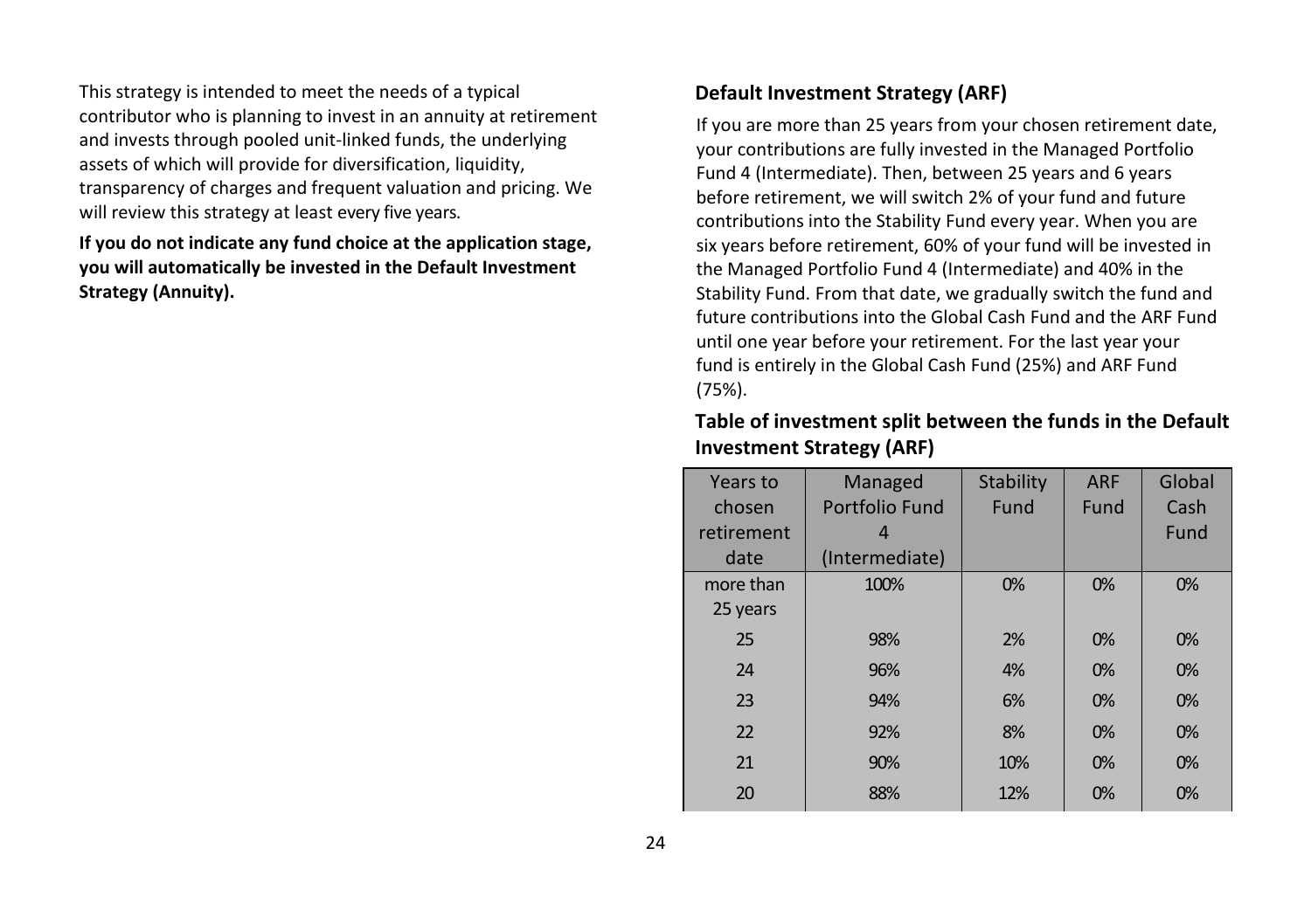This strategy is intended to meet the needs of a typical contributor who is planning to invest in an annuity at retirement and invests through pooled unit-linked funds, the underlying assets of which will provide for diversification, liquidity, transparency of charges and frequent valuation and pricing. We will review this strategy at least every five years.

**If you do not indicate any fund choice at the application stage, you will automatically be invested in the Default Investment Strategy (Annuity).**

### Default Investment Strategy (ARF)

If you are more than 25 years from your chosen retirement date, your contributions are fully invested in the Managed Portfolio Fund 4 (Intermediate). Then, between 25 years and 6 years before retirement, we will switch 2% of your fund and future contributions into the Stability Fund every year. When you are six years before retirement, 60% of your fund will be invested in the Managed Portfolio Fund 4 (Intermediate) and 40% in the Stability Fund. From that date, we gradually switch the fund and future contributions into the Global Cash Fund and the ARF Fund until one year before your retirement. For the last year your fund is entirely in the Global Cash Fund (25%) and ARF Fund (75%).

### Table of investment split between the funds in the Default Investment Strategy (ARF)

| Years to chosen retirement date | Managed Portfolio Fund 4 (Intermediate) | Stability Fund | ARF Fund | Global Cash Fund |
|---|---|---|---|---|
| more than 25 years | 100% | 0% | 0% | 0% |
| 25 | 98% | 2% | 0% | 0% |
| 24 | 96% | 4% | 0% | 0% |
| 23 | 94% | 6% | 0% | 0% |
| 22 | 92% | 8% | 0% | 0% |
| 21 | 90% | 10% | 0% | 0% |
| 20 | 88% | 12% | 0% | 0% |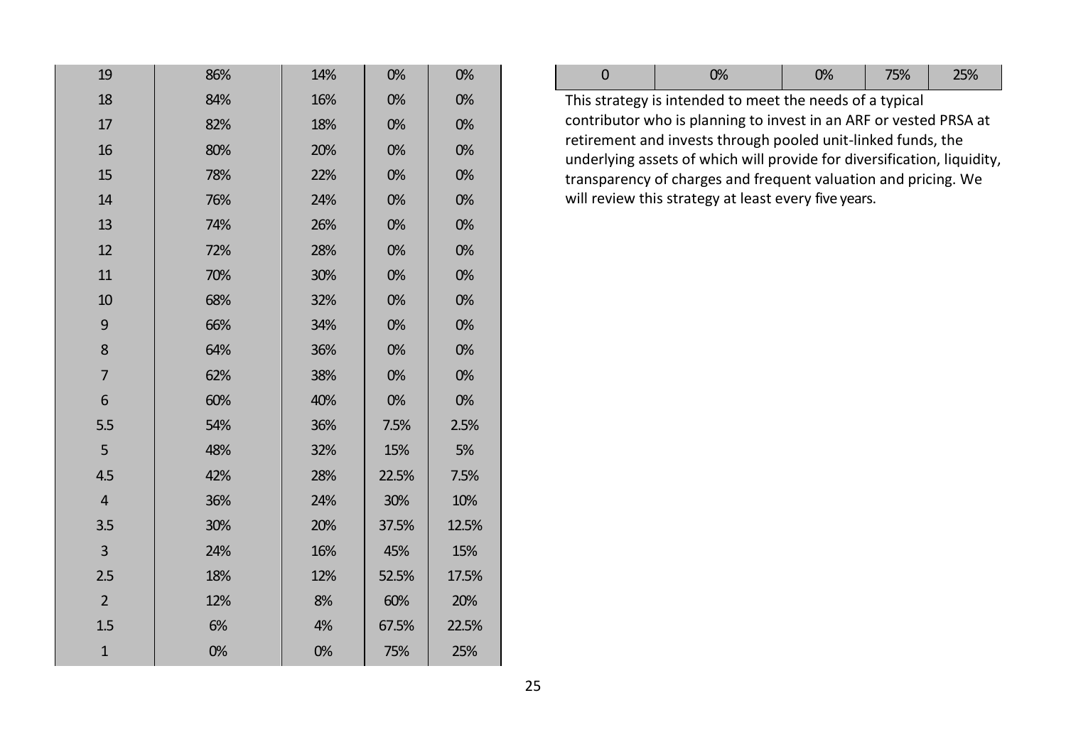| | | | | |
|---|---|---|---|---|
| 19 | 86% | 14% | 0% | 0% |
| 18 | 84% | 16% | 0% | 0% |
| 17 | 82% | 18% | 0% | 0% |
| 16 | 80% | 20% | 0% | 0% |
| 15 | 78% | 22% | 0% | 0% |
| 14 | 76% | 24% | 0% | 0% |
| 13 | 74% | 26% | 0% | 0% |
| 12 | 72% | 28% | 0% | 0% |
| 11 | 70% | 30% | 0% | 0% |
| 10 | 68% | 32% | 0% | 0% |
| 9 | 66% | 34% | 0% | 0% |
| 8 | 64% | 36% | 0% | 0% |
| 7 | 62% | 38% | 0% | 0% |
| 6 | 60% | 40% | 0% | 0% |
| 5.5 | 54% | 36% | 7.5% | 2.5% |
| 5 | 48% | 32% | 15% | 5% |
| 4.5 | 42% | 28% | 22.5% | 7.5% |
| 4 | 36% | 24% | 30% | 10% |
| 3.5 | 30% | 20% | 37.5% | 12.5% |
| 3 | 24% | 16% | 45% | 15% |
| 2.5 | 18% | 12% | 52.5% | 17.5% |
| 2 | 12% | 8% | 60% | 20% |
| 1.5 | 6% | 4% | 67.5% | 22.5% |
| 1 | 0% | 0% | 75% | 25% |
| 0 | 0% | 0% | 75% | 25% |

This strategy is intended to meet the needs of a typical contributor who is planning to invest in an ARF or vested PRSA at retirement and invests through pooled unit-linked funds, the underlying assets of which will provide for diversification, liquidity, transparency of charges and frequent valuation and pricing. We will review this strategy at least every five years.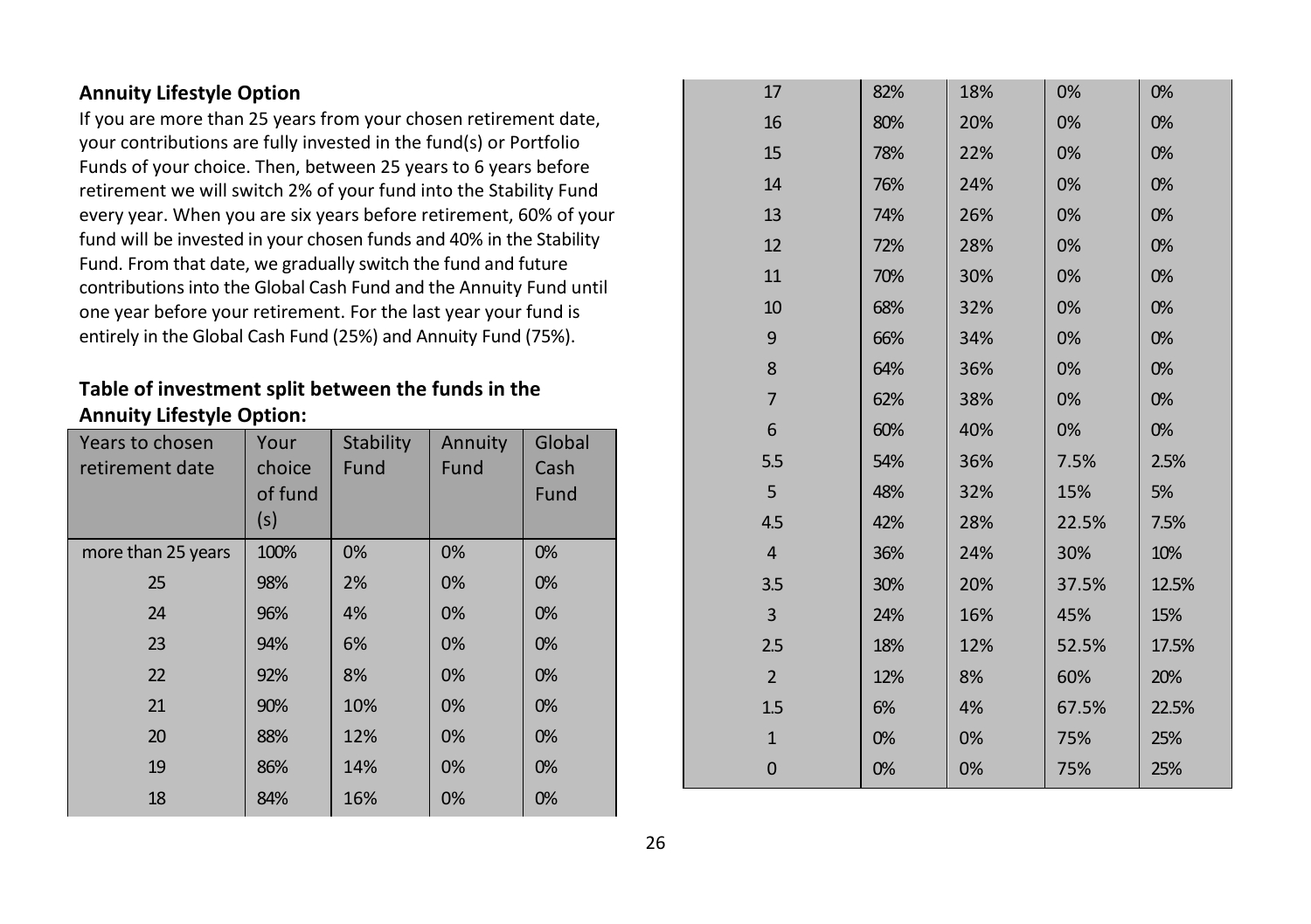### Annuity Lifestyle Option

If you are more than 25 years from your chosen retirement date, your contributions are fully invested in the fund(s) or Portfolio Funds of your choice. Then, between 25 years to 6 years before retirement we will switch 2% of your fund into the Stability Fund every year. When you are six years before retirement, 60% of your fund will be invested in your chosen funds and 40% in the Stability Fund. From that date, we gradually switch the fund and future contributions into the Global Cash Fund and the Annuity Fund until one year before your retirement. For the last year your fund is entirely in the Global Cash Fund (25%) and Annuity Fund (75%).

**Table of investment split between the funds in the Annuity Lifestyle Option:**

| Years to chosen retirement date | Your choice of fund (s) | Stability Fund | Annuity Fund | Global Cash Fund |
|---|---|---|---|---|
| more than 25 years | 100% | 0% | 0% | 0% |
| 25 | 98% | 2% | 0% | 0% |
| 24 | 96% | 4% | 0% | 0% |
| 23 | 94% | 6% | 0% | 0% |
| 22 | 92% | 8% | 0% | 0% |
| 21 | 90% | 10% | 0% | 0% |
| 20 | 88% | 12% | 0% | 0% |
| 19 | 86% | 14% | 0% | 0% |
| 18 | 84% | 16% | 0% | 0% |
| 17 | 82% | 18% | 0% | 0% |
| 16 | 80% | 20% | 0% | 0% |
| 15 | 78% | 22% | 0% | 0% |
| 14 | 76% | 24% | 0% | 0% |
| 13 | 74% | 26% | 0% | 0% |
| 12 | 72% | 28% | 0% | 0% |
| 11 | 70% | 30% | 0% | 0% |
| 10 | 68% | 32% | 0% | 0% |
| 9 | 66% | 34% | 0% | 0% |
| 8 | 64% | 36% | 0% | 0% |
| 7 | 62% | 38% | 0% | 0% |
| 6 | 60% | 40% | 0% | 0% |
| 5.5 | 54% | 36% | 7.5% | 2.5% |
| 5 | 48% | 32% | 15% | 5% |
| 4.5 | 42% | 28% | 22.5% | 7.5% |
| 4 | 36% | 24% | 30% | 10% |
| 3.5 | 30% | 20% | 37.5% | 12.5% |
| 3 | 24% | 16% | 45% | 15% |
| 2.5 | 18% | 12% | 52.5% | 17.5% |
| 2 | 12% | 8% | 60% | 20% |
| 1.5 | 6% | 4% | 67.5% | 22.5% |
| 1 | 0% | 0% | 75% | 25% |
| 0 | 0% | 0% | 75% | 25% |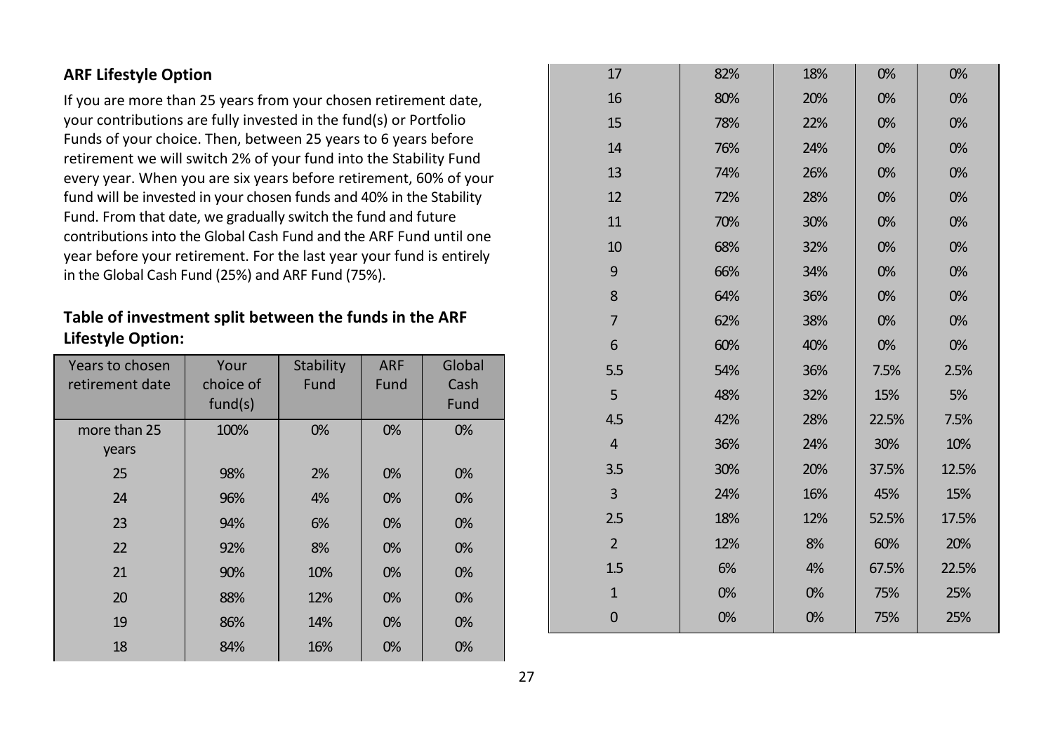## ARF Lifestyle Option

If you are more than 25 years from your chosen retirement date, your contributions are fully invested in the fund(s) or Portfolio Funds of your choice. Then, between 25 years to 6 years before retirement we will switch 2% of your fund into the Stability Fund every year. When you are six years before retirement, 60% of your fund will be invested in your chosen funds and 40% in the Stability Fund. From that date, we gradually switch the fund and future contributions into the Global Cash Fund and the ARF Fund until one year before your retirement. For the last year your fund is entirely in the Global Cash Fund (25%) and ARF Fund (75%).

### Table of investment split between the funds in the ARF Lifestyle Option:

| Years to chosen retirement date | Your choice of fund(s) | Stability Fund | ARF Fund | Global Cash Fund |
|---|---|---|---|---|
| more than 25 years | 100% | 0% | 0% | 0% |
| 25 | 98% | 2% | 0% | 0% |
| 24 | 96% | 4% | 0% | 0% |
| 23 | 94% | 6% | 0% | 0% |
| 22 | 92% | 8% | 0% | 0% |
| 21 | 90% | 10% | 0% | 0% |
| 20 | 88% | 12% | 0% | 0% |
| 19 | 86% | 14% | 0% | 0% |
| 18 | 84% | 16% | 0% | 0% |
| 17 | 82% | 18% | 0% | 0% |
| 16 | 80% | 20% | 0% | 0% |
| 15 | 78% | 22% | 0% | 0% |
| 14 | 76% | 24% | 0% | 0% |
| 13 | 74% | 26% | 0% | 0% |
| 12 | 72% | 28% | 0% | 0% |
| 11 | 70% | 30% | 0% | 0% |
| 10 | 68% | 32% | 0% | 0% |
| 9 | 66% | 34% | 0% | 0% |
| 8 | 64% | 36% | 0% | 0% |
| 7 | 62% | 38% | 0% | 0% |
| 6 | 60% | 40% | 0% | 0% |
| 5.5 | 54% | 36% | 7.5% | 2.5% |
| 5 | 48% | 32% | 15% | 5% |
| 4.5 | 42% | 28% | 22.5% | 7.5% |
| 4 | 36% | 24% | 30% | 10% |
| 3.5 | 30% | 20% | 37.5% | 12.5% |
| 3 | 24% | 16% | 45% | 15% |
| 2.5 | 18% | 12% | 52.5% | 17.5% |
| 2 | 12% | 8% | 60% | 20% |
| 1.5 | 6% | 4% | 67.5% | 22.5% |
| 1 | 0% | 0% | 75% | 25% |
| 0 | 0% | 0% | 75% | 25% |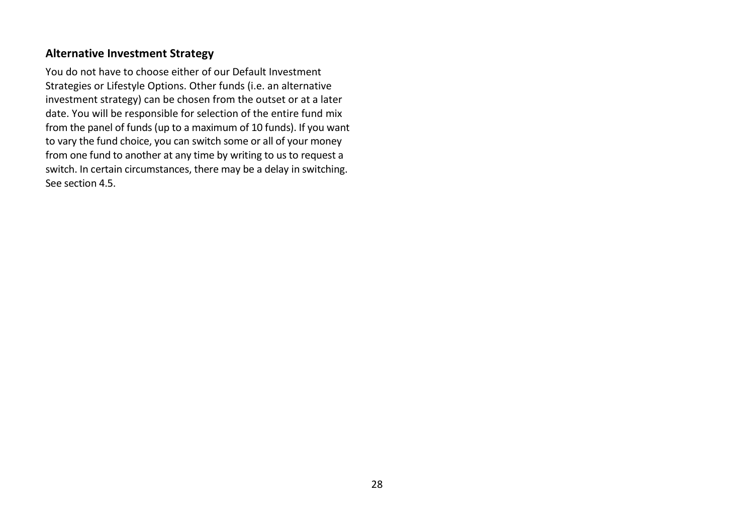### Alternative Investment Strategy

You do not have to choose either of our Default Investment Strategies or Lifestyle Options. Other funds (i.e. an alternative investment strategy) can be chosen from the outset or at a later date. You will be responsible for selection of the entire fund mix from the panel of funds (up to a maximum of 10 funds). If you want to vary the fund choice, you can switch some or all of your money from one fund to another at any time by writing to us to request a switch. In certain circumstances, there may be a delay in switching. See section 4.5.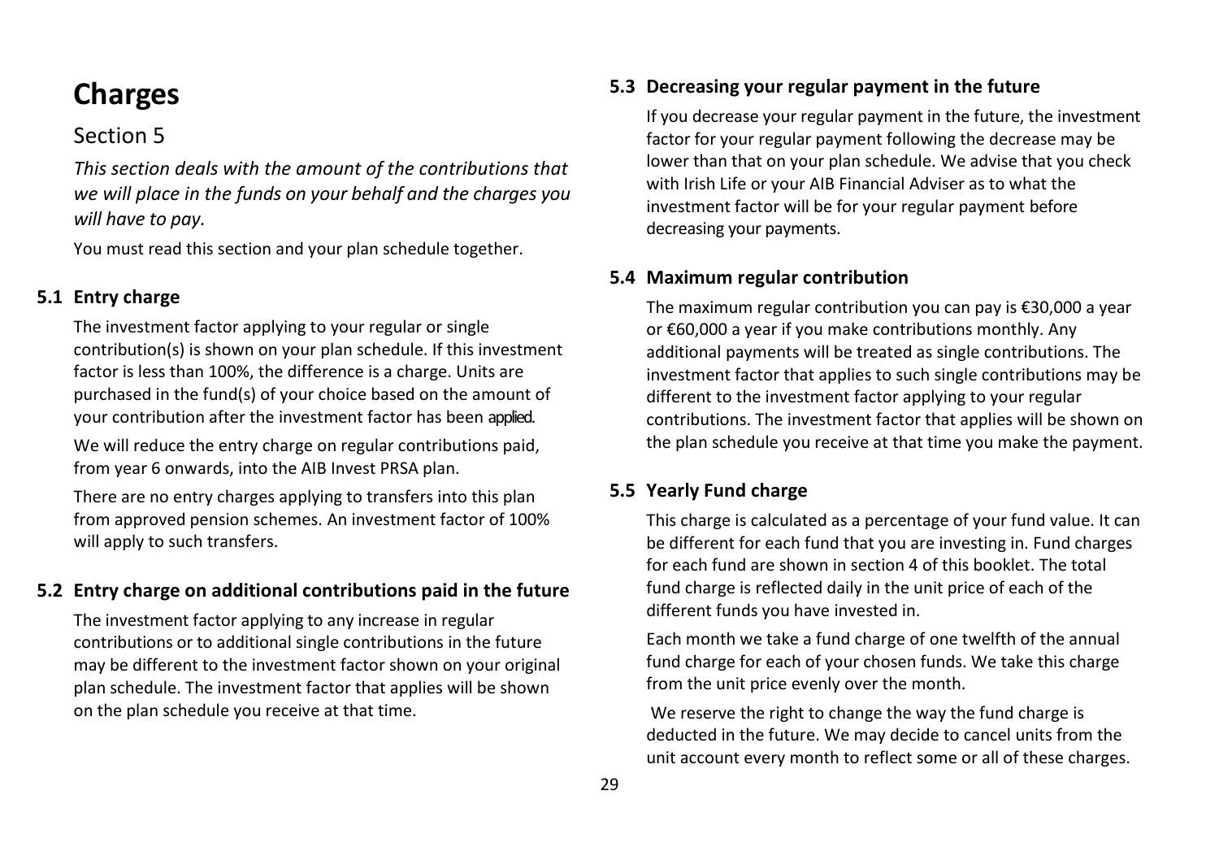# Charges

## Section 5

*This section deals with the amount of the contributions that we will place in the funds on your behalf and the charges you will have to pay.*

You must read this section and your plan schedule together.

### 5.1 Entry charge

The investment factor applying to your regular or single contribution(s) is shown on your plan schedule. If this investment factor is less than 100%, the difference is a charge. Units are purchased in the fund(s) of your choice based on the amount of your contribution after the investment factor has been applied.

We will reduce the entry charge on regular contributions paid, from year 6 onwards, into the AIB Invest PRSA plan.

There are no entry charges applying to transfers into this plan from approved pension schemes. An investment factor of 100% will apply to such transfers.

### 5.2 Entry charge on additional contributions paid in the future

The investment factor applying to any increase in regular contributions or to additional single contributions in the future may be different to the investment factor shown on your original plan schedule. The investment factor that applies will be shown on the plan schedule you receive at that time.

### 5.3 Decreasing your regular payment in the future

If you decrease your regular payment in the future, the investment factor for your regular payment following the decrease may be lower than that on your plan schedule. We advise that you check with Irish Life or your AIB Financial Adviser as to what the investment factor will be for your regular payment before decreasing your payments.

### 5.4 Maximum regular contribution

The maximum regular contribution you can pay is €30,000 a year or €60,000 a year if you make contributions monthly. Any additional payments will be treated as single contributions. The investment factor that applies to such single contributions may be different to the investment factor applying to your regular contributions. The investment factor that applies will be shown on the plan schedule you receive at that time you make the payment.

### 5.5 Yearly Fund charge

This charge is calculated as a percentage of your fund value. It can be different for each fund that you are investing in. Fund charges for each fund are shown in section 4 of this booklet. The total fund charge is reflected daily in the unit price of each of the different funds you have invested in.

Each month we take a fund charge of one twelfth of the annual fund charge for each of your chosen funds. We take this charge from the unit price evenly over the month.

We reserve the right to change the way the fund charge is deducted in the future. We may decide to cancel units from the unit account every month to reflect some or all of these charges.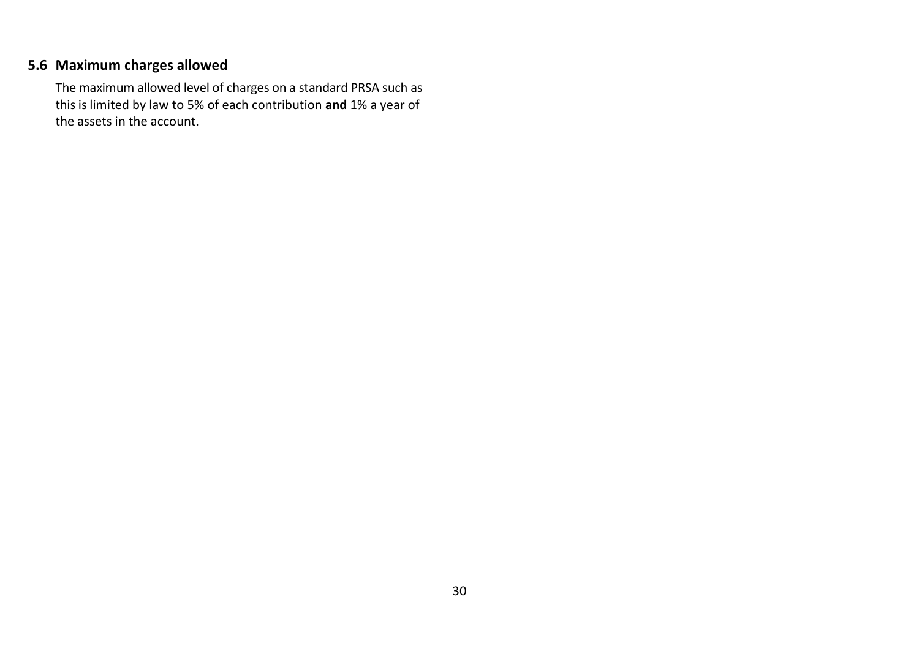## 5.6 Maximum charges allowed

The maximum allowed level of charges on a standard PRSA such as this is limited by law to 5% of each contribution **and** 1% a year of the assets in the account.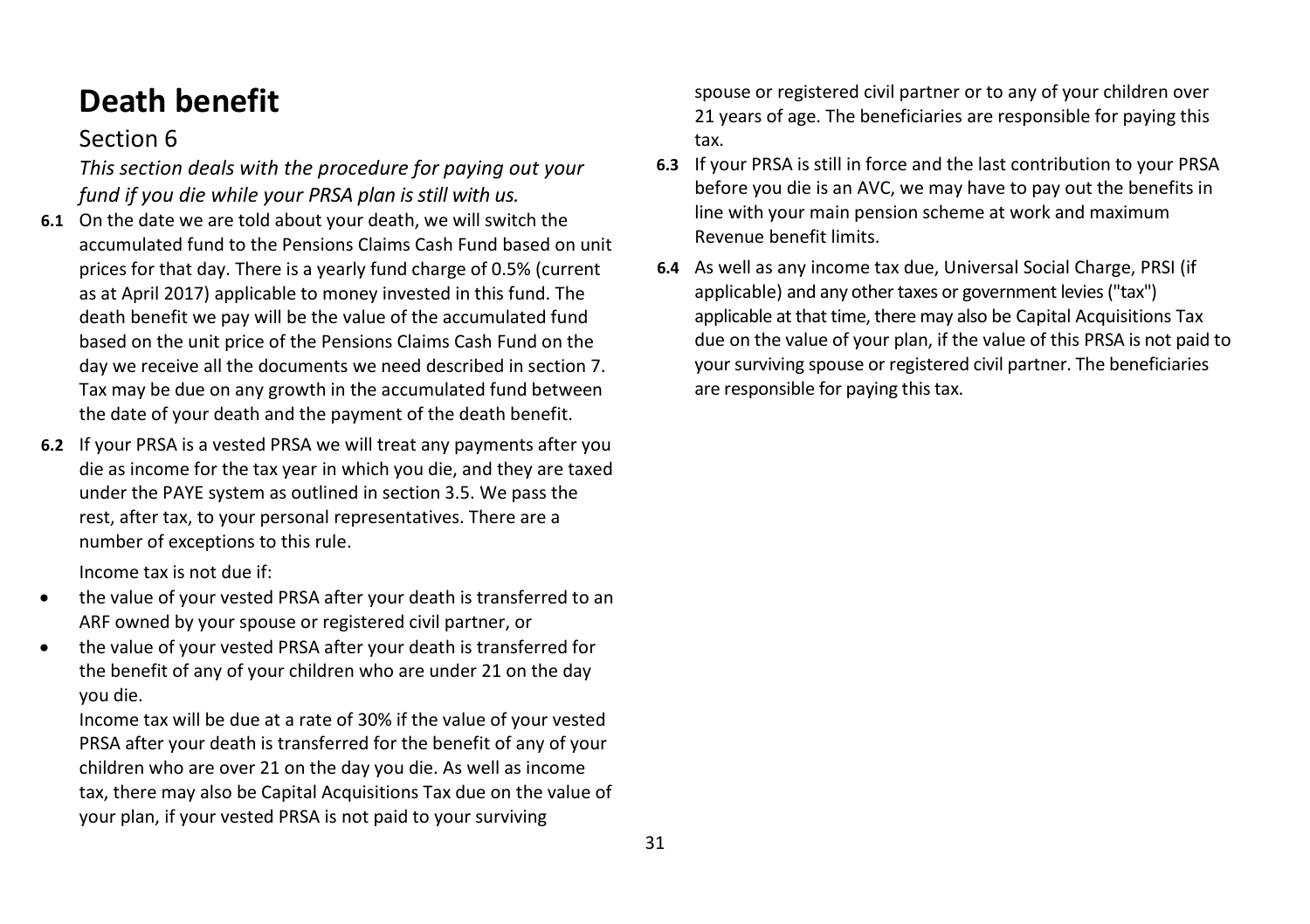# Death benefit

## Section 6

*This section deals with the procedure for paying out your fund if you die while your PRSA plan is still with us.*

**6.1** On the date we are told about your death, we will switch the accumulated fund to the Pensions Claims Cash Fund based on unit prices for that day. There is a yearly fund charge of 0.5% (current as at April 2017) applicable to money invested in this fund. The death benefit we pay will be the value of the accumulated fund based on the unit price of the Pensions Claims Cash Fund on the day we receive all the documents we need described in section 7. Tax may be due on any growth in the accumulated fund between the date of your death and the payment of the death benefit.

**6.2** If your PRSA is a vested PRSA we will treat any payments after you die as income for the tax year in which you die, and they are taxed under the PAYE system as outlined in section 3.5. We pass the rest, after tax, to your personal representatives. There are a number of exceptions to this rule.

Income tax is not due if:

- the value of your vested PRSA after your death is transferred to an ARF owned by your spouse or registered civil partner, or
- the value of your vested PRSA after your death is transferred for the benefit of any of your children who are under 21 on the day you die.

Income tax will be due at a rate of 30% if the value of your vested PRSA after your death is transferred for the benefit of any of your children who are over 21 on the day you die. As well as income tax, there may also be Capital Acquisitions Tax due on the value of your plan, if your vested PRSA is not paid to your surviving spouse or registered civil partner or to any of your children over 21 years of age. The beneficiaries are responsible for paying this tax.

**6.3** If your PRSA is still in force and the last contribution to your PRSA before you die is an AVC, we may have to pay out the benefits in line with your main pension scheme at work and maximum Revenue benefit limits.

**6.4** As well as any income tax due, Universal Social Charge, PRSI (if applicable) and any other taxes or government levies ("tax") applicable at that time, there may also be Capital Acquisitions Tax due on the value of your plan, if the value of this PRSA is not paid to your surviving spouse or registered civil partner. The beneficiaries are responsible for paying this tax.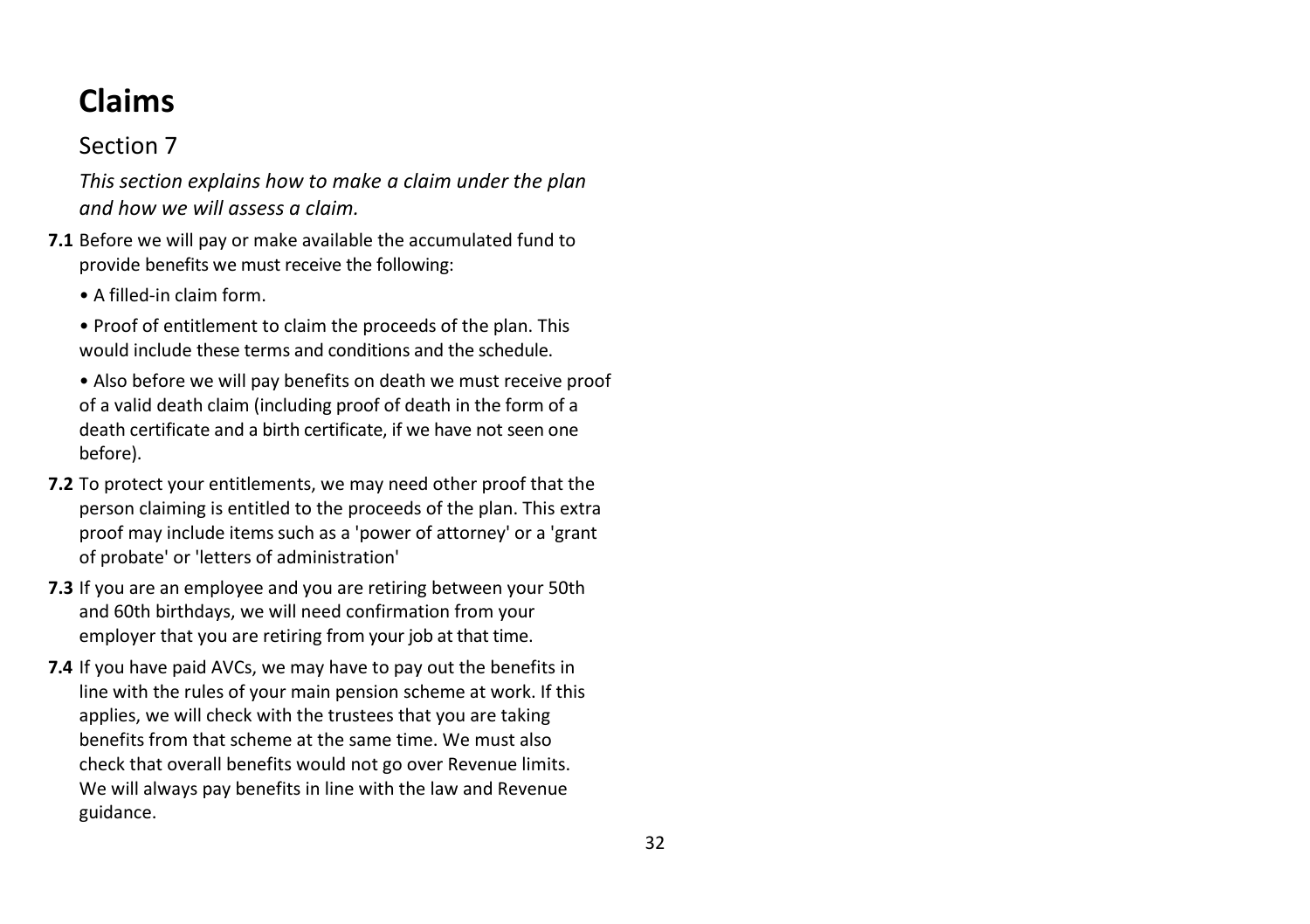# Claims

## Section 7

*This section explains how to make a claim under the plan and how we will assess a claim.*

**7.1** Before we will pay or make available the accumulated fund to provide benefits we must receive the following:

- A filled-in claim form.
- Proof of entitlement to claim the proceeds of the plan. This would include these terms and conditions and the schedule.
- Also before we will pay benefits on death we must receive proof of a valid death claim (including proof of death in the form of a death certificate and a birth certificate, if we have not seen one before).

**7.2** To protect your entitlements, we may need other proof that the person claiming is entitled to the proceeds of the plan. This extra proof may include items such as a 'power of attorney' or a 'grant of probate' or 'letters of administration'

**7.3** If you are an employee and you are retiring between your 50th and 60th birthdays, we will need confirmation from your employer that you are retiring from your job at that time.

**7.4** If you have paid AVCs, we may have to pay out the benefits in line with the rules of your main pension scheme at work. If this applies, we will check with the trustees that you are taking benefits from that scheme at the same time. We must also check that overall benefits would not go over Revenue limits. We will always pay benefits in line with the law and Revenue guidance.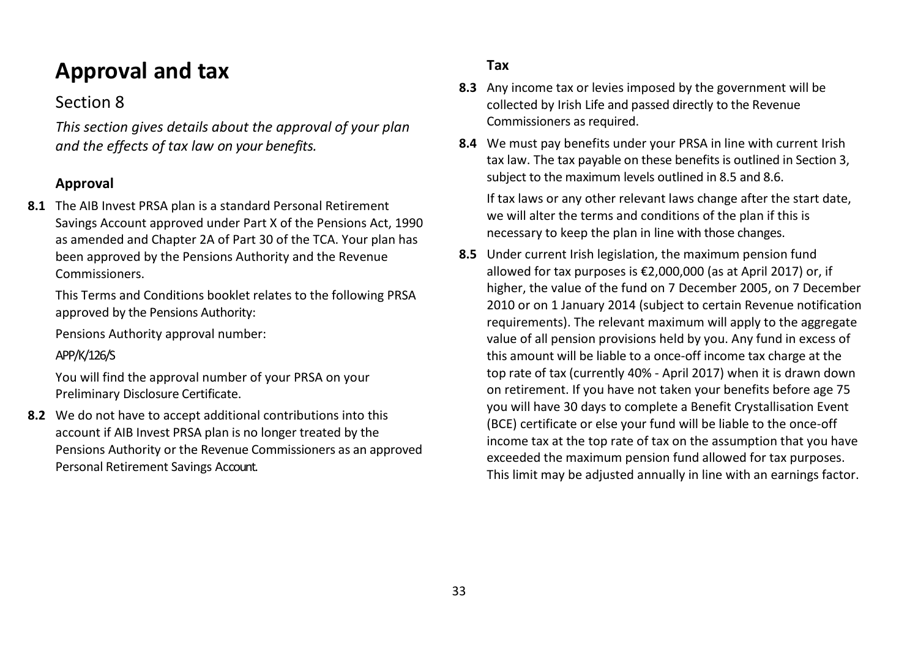# Approval and tax

## Section 8

*This section gives details about the approval of your plan and the effects of tax law on your benefits.*

### Approval

**8.1** The AIB Invest PRSA plan is a standard Personal Retirement Savings Account approved under Part X of the Pensions Act, 1990 as amended and Chapter 2A of Part 30 of the TCA. Your plan has been approved by the Pensions Authority and the Revenue Commissioners.

This Terms and Conditions booklet relates to the following PRSA approved by the Pensions Authority:

Pensions Authority approval number:

APP/K/126/S

You will find the approval number of your PRSA on your Preliminary Disclosure Certificate.

**8.2** We do not have to accept additional contributions into this account if AIB Invest PRSA plan is no longer treated by the Pensions Authority or the Revenue Commissioners as an approved Personal Retirement Savings Account.

### Tax

**8.3** Any income tax or levies imposed by the government will be collected by Irish Life and passed directly to the Revenue Commissioners as required.

**8.4** We must pay benefits under your PRSA in line with current Irish tax law. The tax payable on these benefits is outlined in Section 3, subject to the maximum levels outlined in 8.5 and 8.6.

If tax laws or any other relevant laws change after the start date, we will alter the terms and conditions of the plan if this is necessary to keep the plan in line with those changes.

**8.5** Under current Irish legislation, the maximum pension fund allowed for tax purposes is €2,000,000 (as at April 2017) or, if higher, the value of the fund on 7 December 2005, on 7 December 2010 or on 1 January 2014 (subject to certain Revenue notification requirements). The relevant maximum will apply to the aggregate value of all pension provisions held by you. Any fund in excess of this amount will be liable to a once-off income tax charge at the top rate of tax (currently 40% - April 2017) when it is drawn down on retirement. If you have not taken your benefits before age 75 you will have 30 days to complete a Benefit Crystallisation Event (BCE) certificate or else your fund will be liable to the once-off income tax at the top rate of tax on the assumption that you have exceeded the maximum pension fund allowed for tax purposes. This limit may be adjusted annually in line with an earnings factor.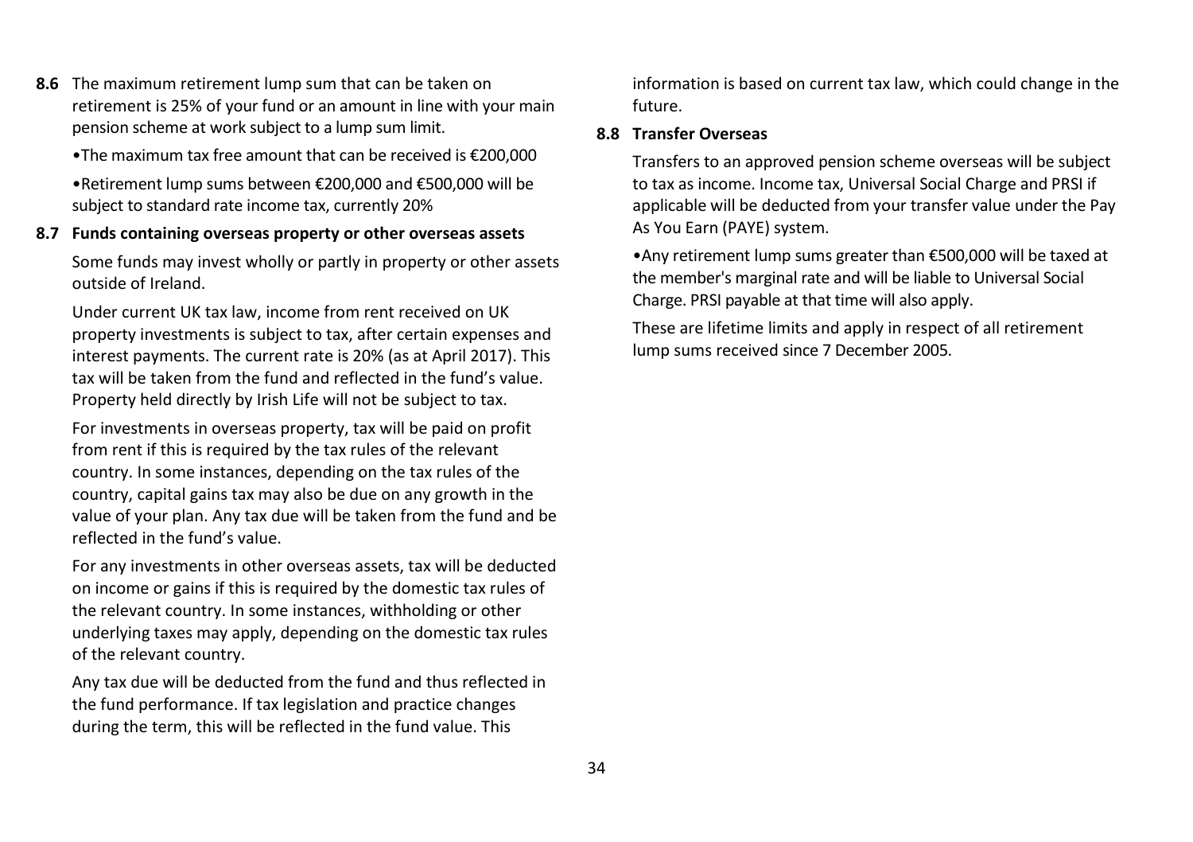**8.6** The maximum retirement lump sum that can be taken on retirement is 25% of your fund or an amount in line with your main pension scheme at work subject to a lump sum limit.

•The maximum tax free amount that can be received is €200,000

•Retirement lump sums between €200,000 and €500,000 will be subject to standard rate income tax, currently 20%

**8.7 Funds containing overseas property or other overseas assets**

Some funds may invest wholly or partly in property or other assets outside of Ireland.

Under current UK tax law, income from rent received on UK property investments is subject to tax, after certain expenses and interest payments. The current rate is 20% (as at April 2017). This tax will be taken from the fund and reflected in the fund's value. Property held directly by Irish Life will not be subject to tax.

For investments in overseas property, tax will be paid on profit from rent if this is required by the tax rules of the relevant country. In some instances, depending on the tax rules of the country, capital gains tax may also be due on any growth in the value of your plan. Any tax due will be taken from the fund and be reflected in the fund's value.

For any investments in other overseas assets, tax will be deducted on income or gains if this is required by the domestic tax rules of the relevant country. In some instances, withholding or other underlying taxes may apply, depending on the domestic tax rules of the relevant country.

Any tax due will be deducted from the fund and thus reflected in the fund performance. If tax legislation and practice changes during the term, this will be reflected in the fund value. This information is based on current tax law, which could change in the future.

**8.8 Transfer Overseas**

Transfers to an approved pension scheme overseas will be subject to tax as income. Income tax, Universal Social Charge and PRSI if applicable will be deducted from your transfer value under the Pay As You Earn (PAYE) system.

•Any retirement lump sums greater than €500,000 will be taxed at the member's marginal rate and will be liable to Universal Social Charge. PRSI payable at that time will also apply.

These are lifetime limits and apply in respect of all retirement lump sums received since 7 December 2005.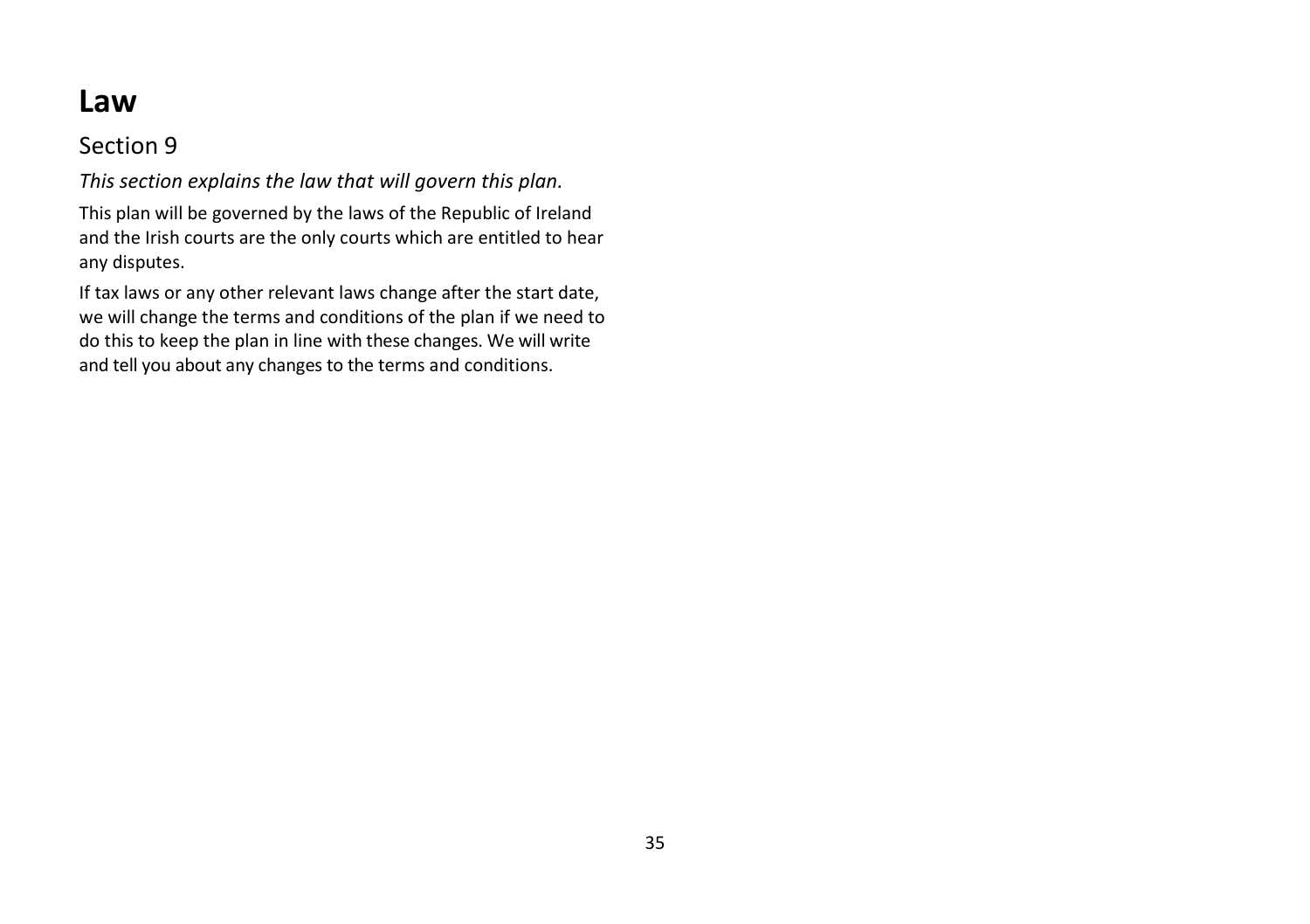# Law

## Section 9

*This section explains the law that will govern this plan.*

This plan will be governed by the laws of the Republic of Ireland and the Irish courts are the only courts which are entitled to hear any disputes.

If tax laws or any other relevant laws change after the start date, we will change the terms and conditions of the plan if we need to do this to keep the plan in line with these changes. We will write and tell you about any changes to the terms and conditions.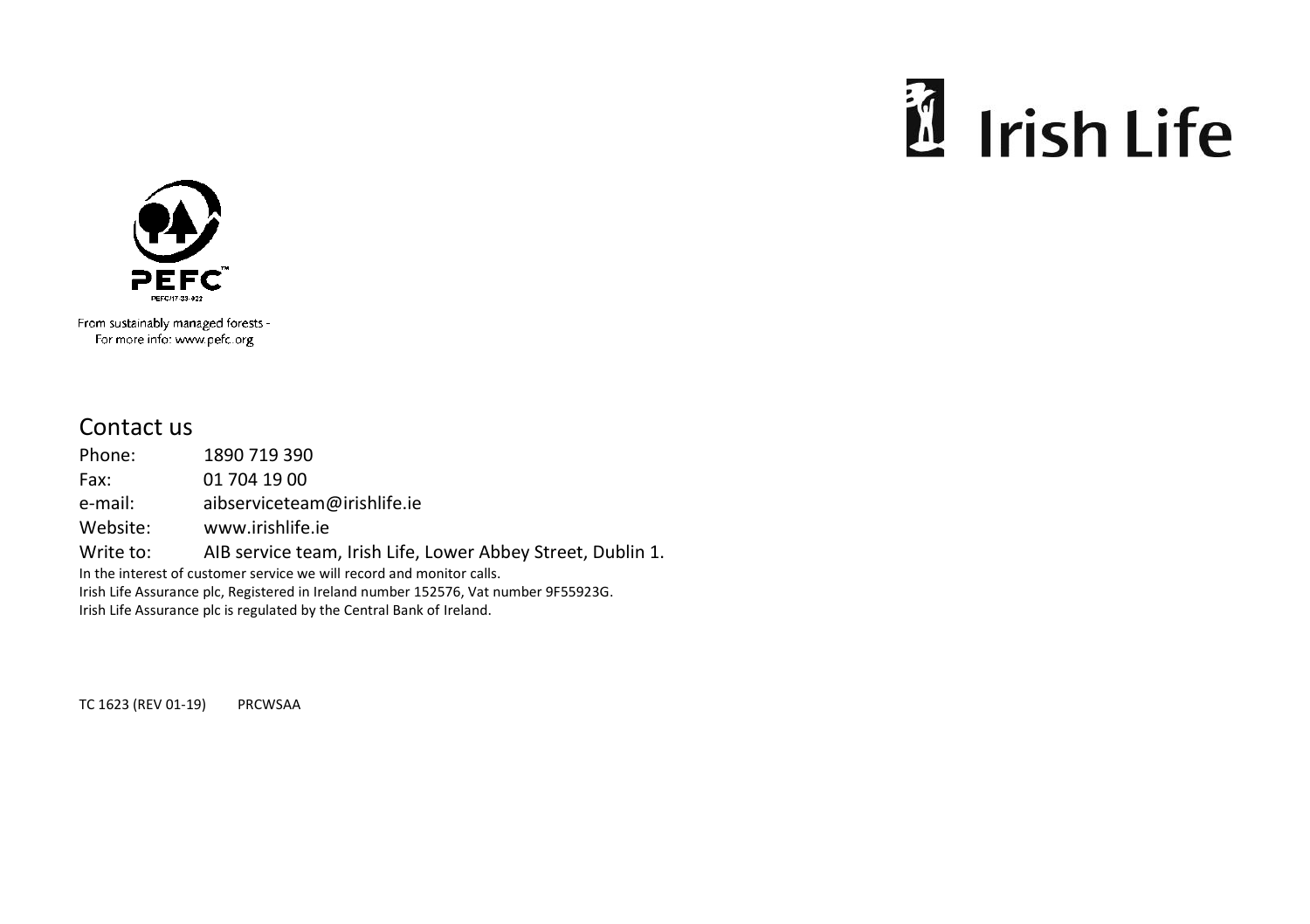Irish Life

PEFC

PEFC/17-33-022

From sustainably managed forests -
For more info: www.pefc.org

## Contact us

Phone: 1890 719 390

Fax: 01 704 19 00

e-mail: aibserviceteam@irishlife.ie

Website: www.irishlife.ie

Write to: AIB service team, Irish Life, Lower Abbey Street, Dublin 1.

In the interest of customer service we will record and monitor calls.
Irish Life Assurance plc, Registered in Ireland number 152576, Vat number 9F55923G.
Irish Life Assurance plc is regulated by the Central Bank of Ireland.

TC 1623 (REV 01-19) PRCWSAA